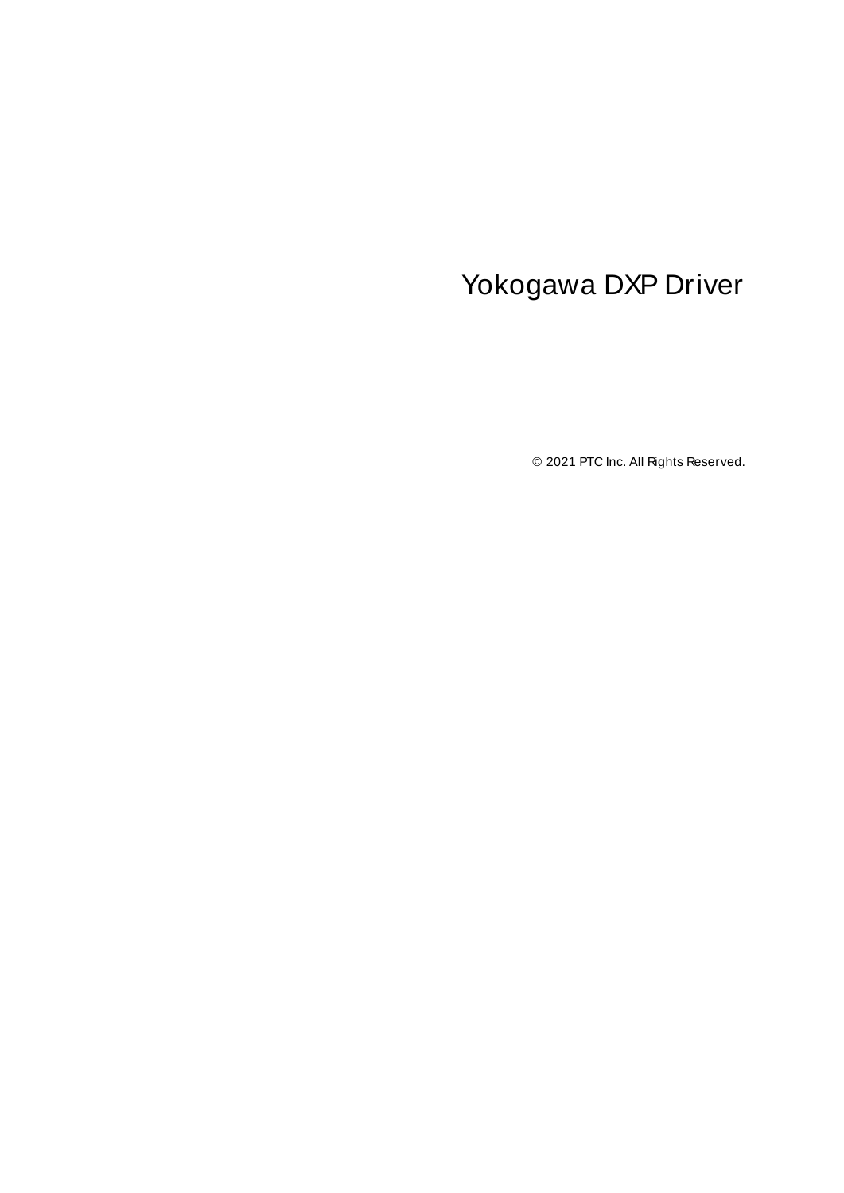# Yokogawa DXP Driver

© 2021 PTC Inc. All Rights Reserved.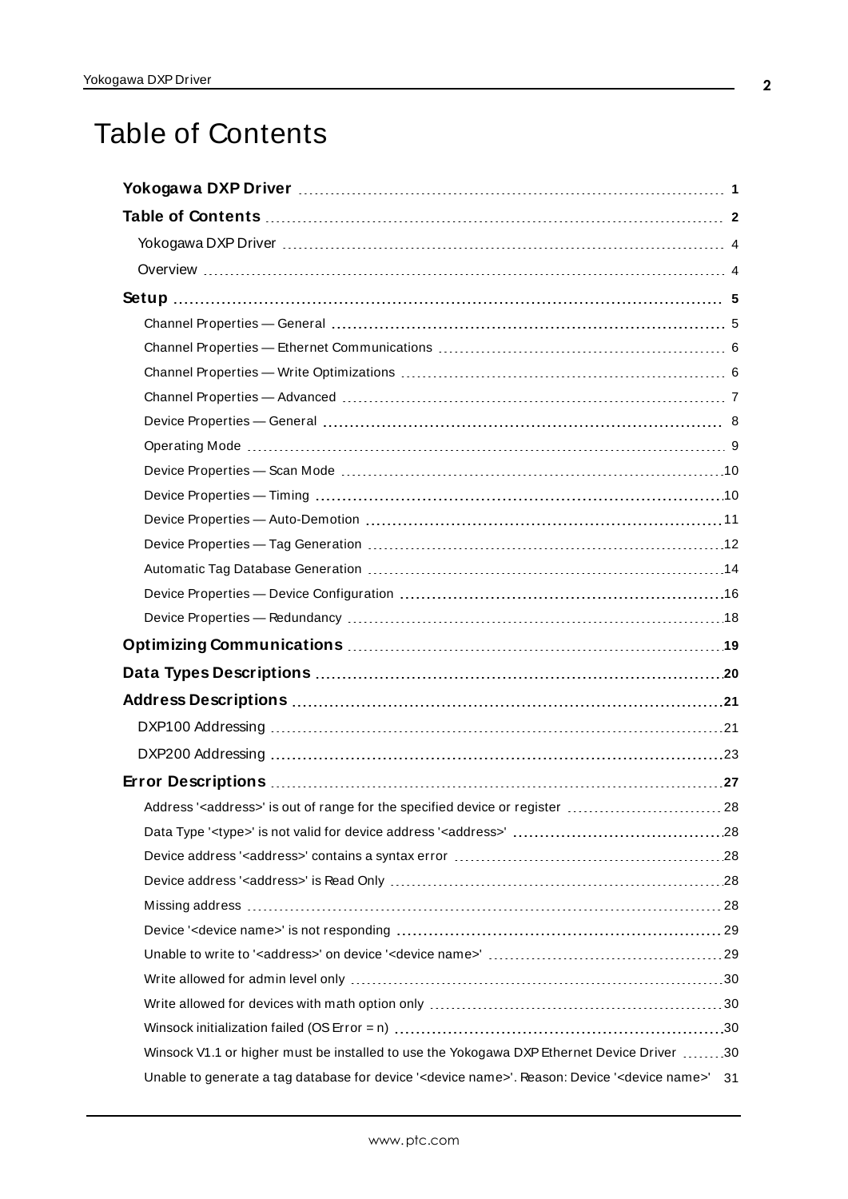# Table of Contents

**Yokogawa DXP Driver** 1

**Table of Contents** 2

Yokogawa DXP Driver 4

Overview 4

**Setup** 5

Channel Properties — General 5

Channel Properties — Ethernet Communications 6

Channel Properties — Write Optimizations 6

Channel Properties — Advanced 7

Device Properties — General 8

Operating Mode 9

Device Properties — Scan Mode 10

Device Properties — Timing 10

Device Properties — Auto-Demotion 11

Device Properties — Tag Generation 12

Automatic Tag Database Generation 14

Device Properties — Device Configuration 16

Device Properties — Redundancy 18

**Optimizing Communications** 19

**Data Types Descriptions** 20

**Address Descriptions** 21

DXP100 Addressing 21

DXP200 Addressing 23

**Error Descriptions** 27

Address '<address>' is out of range for the specified device or register 28

Data Type '<type>' is not valid for device address '<address>' 28

Device address '<address>' contains a syntax error 28

Device address '<address>' is Read Only 28

Missing address 28

Device '<device name>' is not responding 29

Unable to write to '<address>' on device '<device name>' 29

Write allowed for admin level only 30

Write allowed for devices with math option only 30

Winsock initialization failed (OS Error = n) 30

Winsock V1.1 or higher must be installed to use the Yokogawa DXP Ethernet Device Driver 30

Unable to generate a tag database for device '<device name>'. Reason: Device '<device name>' 31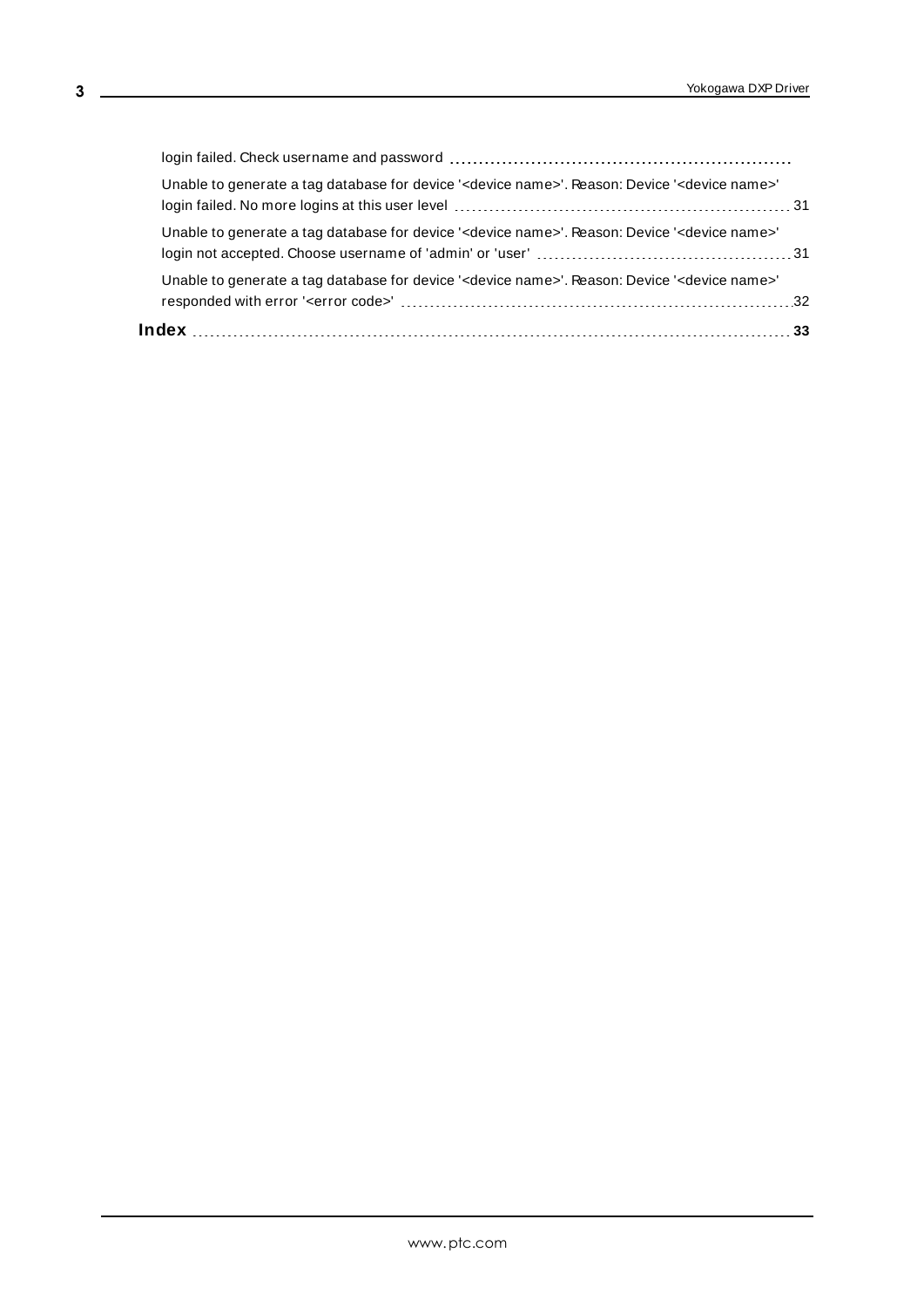login failed. Check username and password ..........................................................

Unable to generate a tag database for device '<device name>'. Reason: Device '<device name>' login failed. No more logins at this user level 31

Unable to generate a tag database for device '<device name>'. Reason: Device '<device name>' login not accepted. Choose username of 'admin' or 'user' 31

Unable to generate a tag database for device '<device name>'. Reason: Device '<device name>' responded with error '<error code>' 32

**Index** 33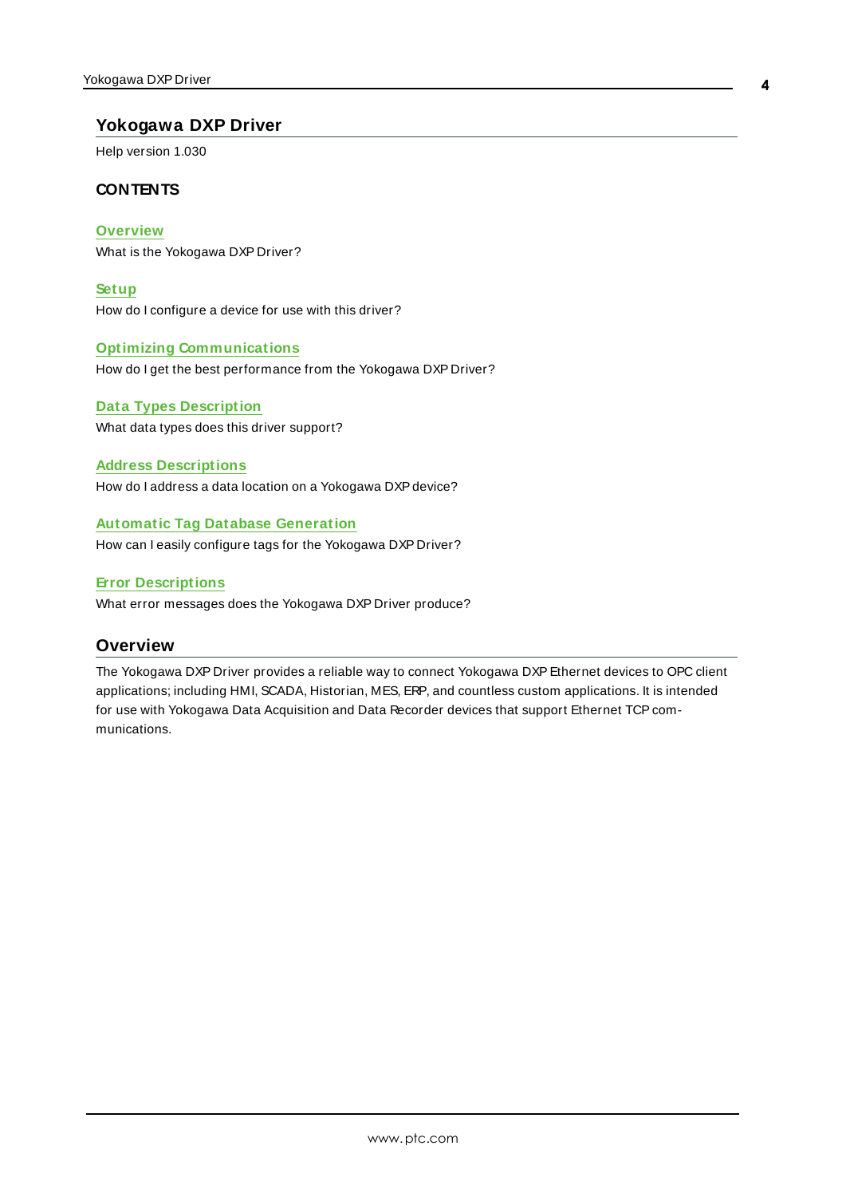# Yokogawa DXP Driver

Help version 1.030

### CONTENTS

**Overview**
What is the Yokogawa DXP Driver?

**Setup**
How do I configure a device for use with this driver?

**Optimizing Communications**
How do I get the best performance from the Yokogawa DXP Driver?

**Data Types Description**
What data types does this driver support?

**Address Descriptions**
How do I address a data location on a Yokogawa DXP device?

**Automatic Tag Database Generation**
How can I easily configure tags for the Yokogawa DXP Driver?

**Error Descriptions**
What error messages does the Yokogawa DXP Driver produce?

## Overview

The Yokogawa DXP Driver provides a reliable way to connect Yokogawa DXP Ethernet devices to OPC client applications; including HMI, SCADA, Historian, MES, ERP, and countless custom applications. It is intended for use with Yokogawa Data Acquisition and Data Recorder devices that support Ethernet TCP communications.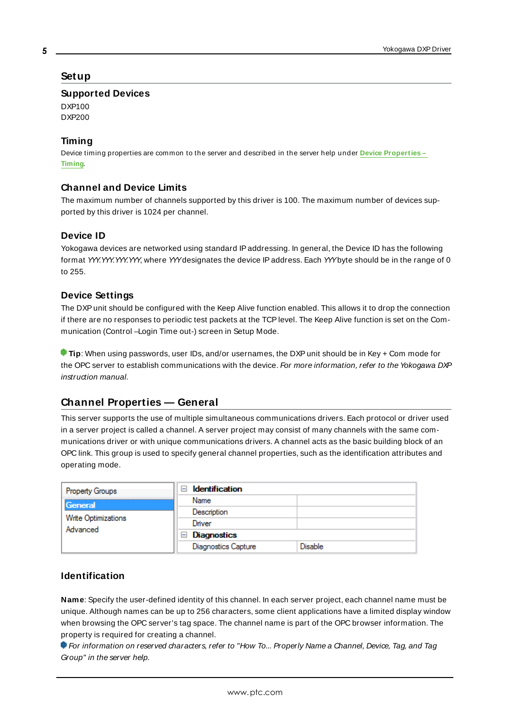# Setup

## Supported Devices

DXP100
DXP200

## Timing

Device timing properties are common to the server and described in the server help under **Device Properties – Timing**.

## Channel and Device Limits

The maximum number of channels supported by this driver is 100. The maximum number of devices supported by this driver is 1024 per channel.

## Device ID

Yokogawa devices are networked using standard IP addressing. In general, the Device ID has the following format *YYY.YYY.YYY.YYY*, where *YYY* designates the device IP address. Each *YYY* byte should be in the range of 0 to 255.

## Device Settings

The DXP unit should be configured with the Keep Alive function enabled. This allows it to drop the connection if there are no responses to periodic test packets at the TCP level. The Keep Alive function is set on the Communication (Control –Login Time out-) screen in Setup Mode.

**Tip**: When using passwords, user IDs, and/or usernames, the DXP unit should be in Key + Com mode for the OPC server to establish communications with the device. *For more information, refer to the Yokogawa DXP instruction manual.*

# Channel Properties — General

This server supports the use of multiple simultaneous communications drivers. Each protocol or driver used in a server project is called a channel. A server project may consist of many channels with the same communications driver or with unique communications drivers. A channel acts as the basic building block of an OPC link. This group is used to specify general channel properties, such as the identification attributes and operating mode.

| Property Groups | | |
|---|---|---|
| **General** | **Identification** | |
| Write Optimizations | Name | |
| Advanced | Description | |
| | Driver | |
| | **Diagnostics** | |
| | Diagnostics Capture | Disable |

## Identification

**Name**: Specify the user-defined identity of this channel. In each server project, each channel name must be unique. Although names can be up to 256 characters, some client applications have a limited display window when browsing the OPC server's tag space. The channel name is part of the OPC browser information. The property is required for creating a channel.

*For information on reserved characters, refer to "How To... Properly Name a Channel, Device, Tag, and Tag Group" in the server help.*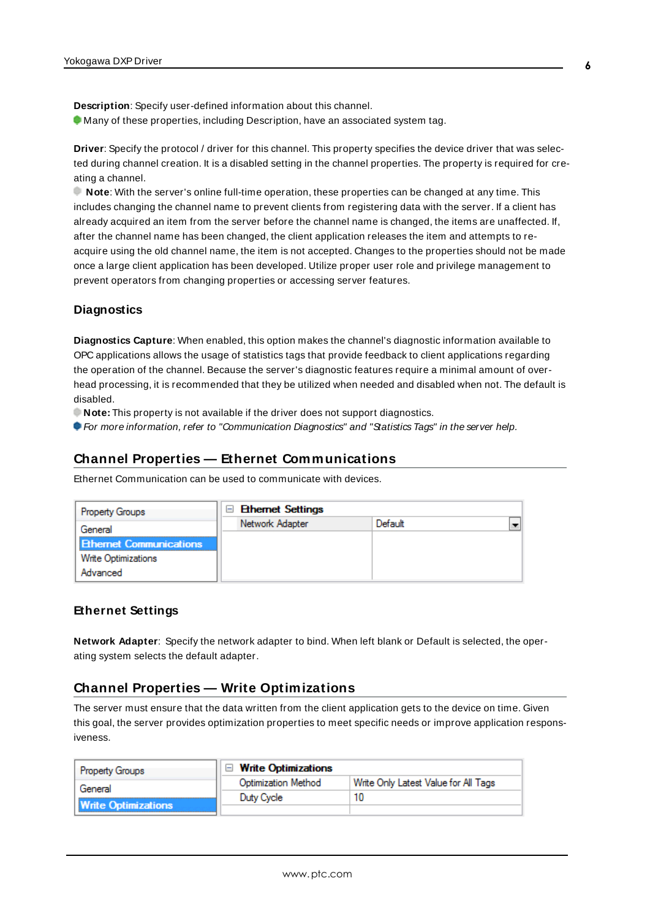**Description**: Specify user-defined information about this channel.
Many of these properties, including Description, have an associated system tag.

**Driver**: Specify the protocol / driver for this channel. This property specifies the device driver that was selected during channel creation. It is a disabled setting in the channel properties. The property is required for creating a channel.
**Note**: With the server's online full-time operation, these properties can be changed at any time. This includes changing the channel name to prevent clients from registering data with the server. If a client has already acquired an item from the server before the channel name is changed, the items are unaffected. If, after the channel name has been changed, the client application releases the item and attempts to re-acquire using the old channel name, the item is not accepted. Changes to the properties should not be made once a large client application has been developed. Utilize proper user role and privilege management to prevent operators from changing properties or accessing server features.

### Diagnostics

**Diagnostics Capture**: When enabled, this option makes the channel's diagnostic information available to OPC applications allows the usage of statistics tags that provide feedback to client applications regarding the operation of the channel. Because the server's diagnostic features require a minimal amount of overhead processing, it is recommended that they be utilized when needed and disabled when not. The default is disabled.
**Note:** This property is not available if the driver does not support diagnostics.
*For more information, refer to "Communication Diagnostics" and "Statistics Tags" in the server help.*

## Channel Properties — Ethernet Communications

Ethernet Communication can be used to communicate with devices.

| Property Groups | Ethernet Settings | |
|---|---|---|
| General | Network Adapter | Default |
| **Ethernet Communications** | | |
| Write Optimizations | | |
| Advanced | | |

### Ethernet Settings

**Network Adapter**: Specify the network adapter to bind. When left blank or Default is selected, the operating system selects the default adapter.

## Channel Properties — Write Optimizations

The server must ensure that the data written from the client application gets to the device on time. Given this goal, the server provides optimization properties to meet specific needs or improve application responsiveness.

| Property Groups | Write Optimizations | |
|---|---|---|
| General | Optimization Method | Write Only Latest Value for All Tags |
| **Write Optimizations** | Duty Cycle | 10 |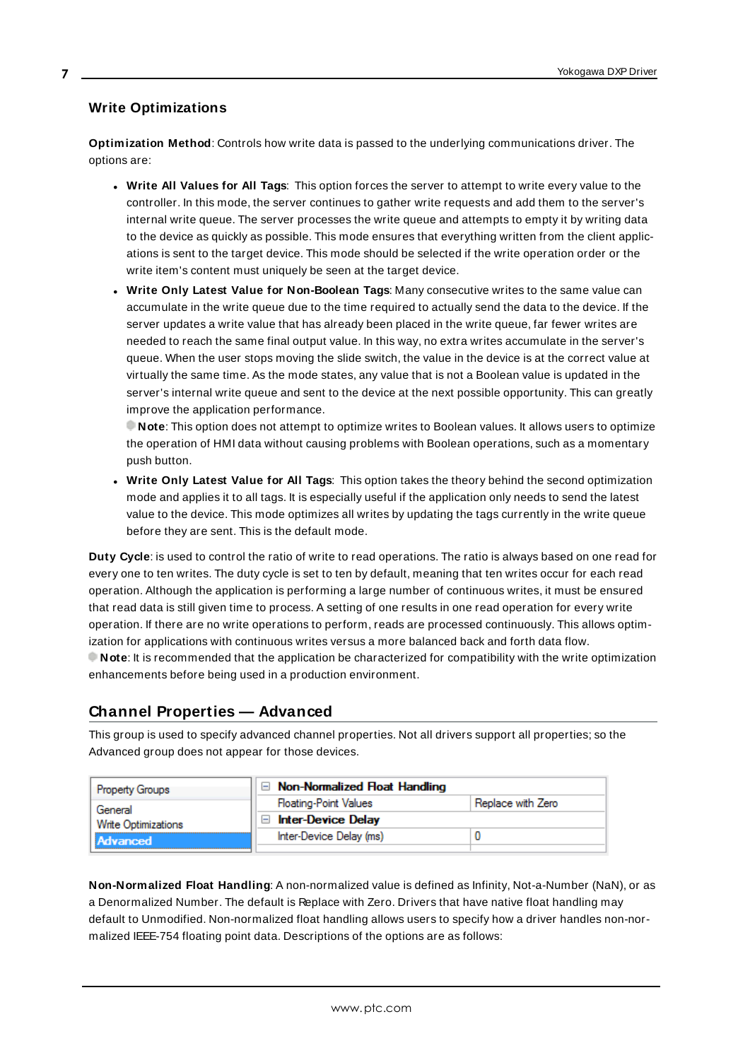### Write Optimizations

**Optimization Method**: Controls how write data is passed to the underlying communications driver. The options are:

- **Write All Values for All Tags**: This option forces the server to attempt to write every value to the controller. In this mode, the server continues to gather write requests and add them to the server's internal write queue. The server processes the write queue and attempts to empty it by writing data to the device as quickly as possible. This mode ensures that everything written from the client applications is sent to the target device. This mode should be selected if the write operation order or the write item's content must uniquely be seen at the target device.
- **Write Only Latest Value for Non-Boolean Tags**: Many consecutive writes to the same value can accumulate in the write queue due to the time required to actually send the data to the device. If the server updates a write value that has already been placed in the write queue, far fewer writes are needed to reach the same final output value. In this way, no extra writes accumulate in the server's queue. When the user stops moving the slide switch, the value in the device is at the correct value at virtually the same time. As the mode states, any value that is not a Boolean value is updated in the server's internal write queue and sent to the device at the next possible opportunity. This can greatly improve the application performance.
  **Note**: This option does not attempt to optimize writes to Boolean values. It allows users to optimize the operation of HMI data without causing problems with Boolean operations, such as a momentary push button.
- **Write Only Latest Value for All Tags**: This option takes the theory behind the second optimization mode and applies it to all tags. It is especially useful if the application only needs to send the latest value to the device. This mode optimizes all writes by updating the tags currently in the write queue before they are sent. This is the default mode.

**Duty Cycle**: is used to control the ratio of write to read operations. The ratio is always based on one read for every one to ten writes. The duty cycle is set to ten by default, meaning that ten writes occur for each read operation. Although the application is performing a large number of continuous writes, it must be ensured that read data is still given time to process. A setting of one results in one read operation for every write operation. If there are no write operations to perform, reads are processed continuously. This allows optimization for applications with continuous writes versus a more balanced back and forth data flow.
**Note**: It is recommended that the application be characterized for compatibility with the write optimization enhancements before being used in a production environment.

## Channel Properties — Advanced

This group is used to specify advanced channel properties. Not all drivers support all properties; so the Advanced group does not appear for those devices.

| Property Groups | Property | Value |
|---|---|---|
| General | **Non-Normalized Float Handling** | |
| Write Optimizations | Floating-Point Values | Replace with Zero |
| **Advanced** | **Inter-Device Delay** | |
| | Inter-Device Delay (ms) | 0 |

**Non-Normalized Float Handling**: A non-normalized value is defined as Infinity, Not-a-Number (NaN), or as a Denormalized Number. The default is Replace with Zero. Drivers that have native float handling may default to Unmodified. Non-normalized float handling allows users to specify how a driver handles non-normalized IEEE-754 floating point data. Descriptions of the options are as follows: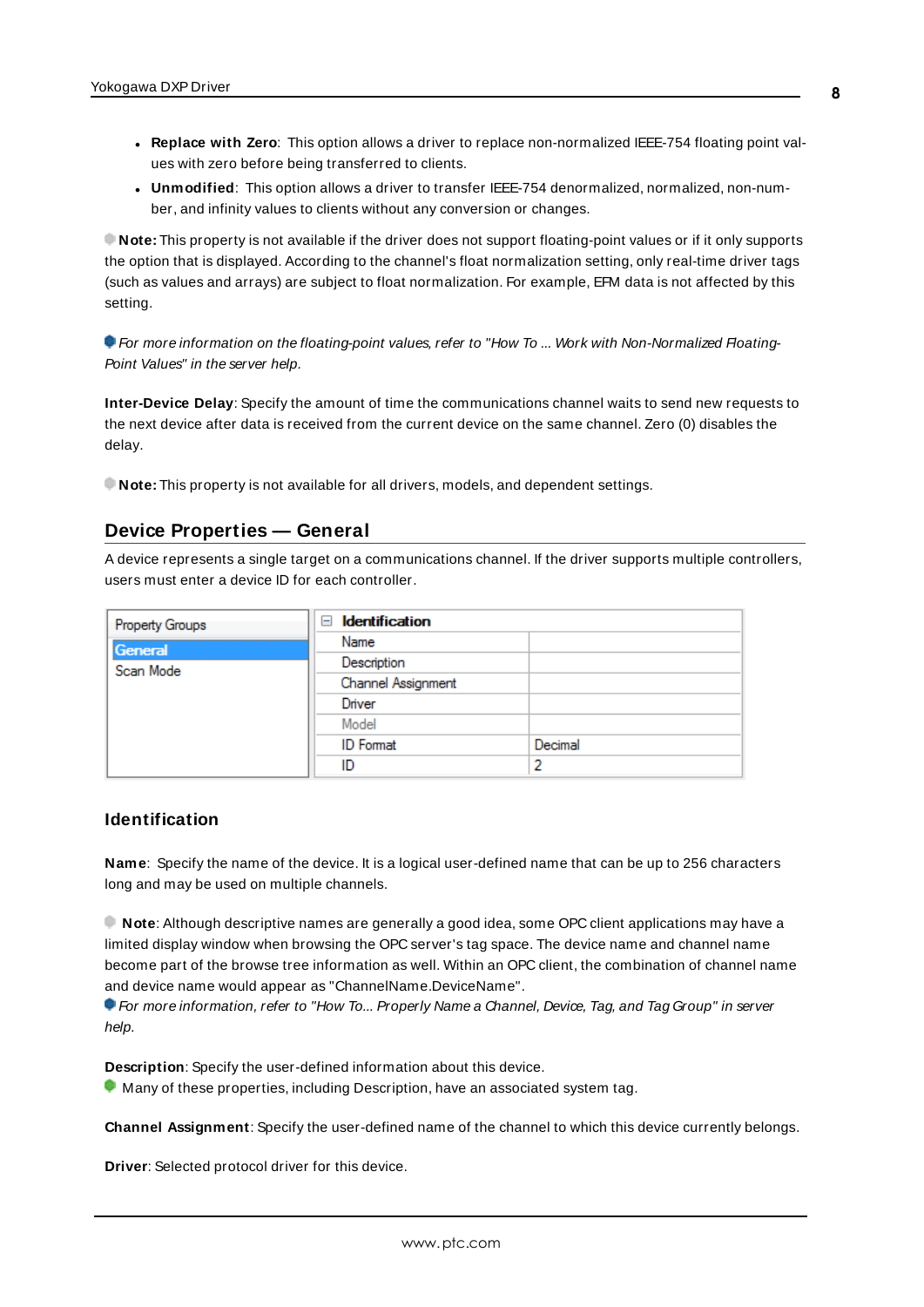- **Replace with Zero**: This option allows a driver to replace non-normalized IEEE-754 floating point values with zero before being transferred to clients.
- **Unmodified**: This option allows a driver to transfer IEEE-754 denormalized, normalized, non-number, and infinity values to clients without any conversion or changes.

**Note:** This property is not available if the driver does not support floating-point values or if it only supports the option that is displayed. According to the channel's float normalization setting, only real-time driver tags (such as values and arrays) are subject to float normalization. For example, EFM data is not affected by this setting.

*For more information on the floating-point values, refer to "How To ... Work with Non-Normalized Floating-Point Values" in the server help.*

**Inter-Device Delay**: Specify the amount of time the communications channel waits to send new requests to the next device after data is received from the current device on the same channel. Zero (0) disables the delay.

**Note:** This property is not available for all drivers, models, and dependent settings.

## Device Properties — General

A device represents a single target on a communications channel. If the driver supports multiple controllers, users must enter a device ID for each controller.

| Property Groups | Identification | |
|---|---|---|
| General | Name | |
| Scan Mode | Description | |
| | Channel Assignment | |
| | Driver | |
| | Model | |
| | ID Format | Decimal |
| | ID | 2 |

### Identification

**Name**: Specify the name of the device. It is a logical user-defined name that can be up to 256 characters long and may be used on multiple channels.

**Note**: Although descriptive names are generally a good idea, some OPC client applications may have a limited display window when browsing the OPC server's tag space. The device name and channel name become part of the browse tree information as well. Within an OPC client, the combination of channel name and device name would appear as "ChannelName.DeviceName".

*For more information, refer to "How To... Properly Name a Channel, Device, Tag, and Tag Group" in server help.*

**Description**: Specify the user-defined information about this device.

Many of these properties, including Description, have an associated system tag.

**Channel Assignment**: Specify the user-defined name of the channel to which this device currently belongs.

**Driver**: Selected protocol driver for this device.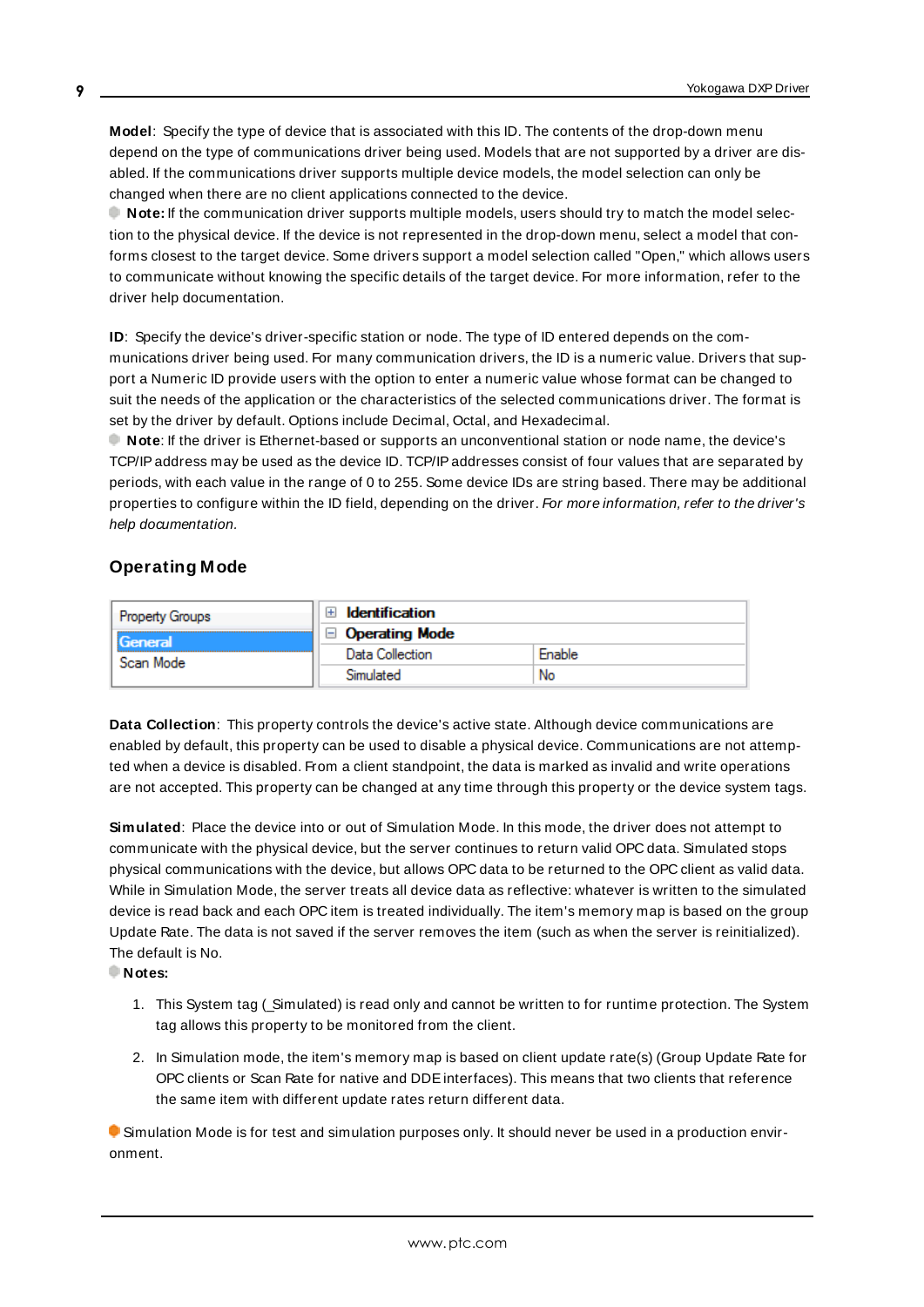**Model**: Specify the type of device that is associated with this ID. The contents of the drop-down menu depend on the type of communications driver being used. Models that are not supported by a driver are disabled. If the communications driver supports multiple device models, the model selection can only be changed when there are no client applications connected to the device.

**Note:** If the communication driver supports multiple models, users should try to match the model selection to the physical device. If the device is not represented in the drop-down menu, select a model that conforms closest to the target device. Some drivers support a model selection called "Open," which allows users to communicate without knowing the specific details of the target device. For more information, refer to the driver help documentation.

**ID**: Specify the device's driver-specific station or node. The type of ID entered depends on the communications driver being used. For many communication drivers, the ID is a numeric value. Drivers that support a Numeric ID provide users with the option to enter a numeric value whose format can be changed to suit the needs of the application or the characteristics of the selected communications driver. The format is set by the driver by default. Options include Decimal, Octal, and Hexadecimal.

**Note**: If the driver is Ethernet-based or supports an unconventional station or node name, the device's TCP/IP address may be used as the device ID. TCP/IP addresses consist of four values that are separated by periods, with each value in the range of 0 to 255. Some device IDs are string based. There may be additional properties to configure within the ID field, depending on the driver. *For more information, refer to the driver's help documentation.*

## Operating Mode

| Property Groups | Identification | |
|---|---|---|
| General | Operating Mode | |
| Scan Mode | Data Collection | Enable |
| | Simulated | No |

**Data Collection**: This property controls the device's active state. Although device communications are enabled by default, this property can be used to disable a physical device. Communications are not attempted when a device is disabled. From a client standpoint, the data is marked as invalid and write operations are not accepted. This property can be changed at any time through this property or the device system tags.

**Simulated**: Place the device into or out of Simulation Mode. In this mode, the driver does not attempt to communicate with the physical device, but the server continues to return valid OPC data. Simulated stops physical communications with the device, but allows OPC data to be returned to the OPC client as valid data. While in Simulation Mode, the server treats all device data as reflective: whatever is written to the simulated device is read back and each OPC item is treated individually. The item's memory map is based on the group Update Rate. The data is not saved if the server removes the item (such as when the server is reinitialized). The default is No.

**Notes:**

1. This System tag (_Simulated) is read only and cannot be written to for runtime protection. The System tag allows this property to be monitored from the client.
2. In Simulation mode, the item's memory map is based on client update rate(s) (Group Update Rate for OPC clients or Scan Rate for native and DDE interfaces). This means that two clients that reference the same item with different update rates return different data.

Simulation Mode is for test and simulation purposes only. It should never be used in a production environment.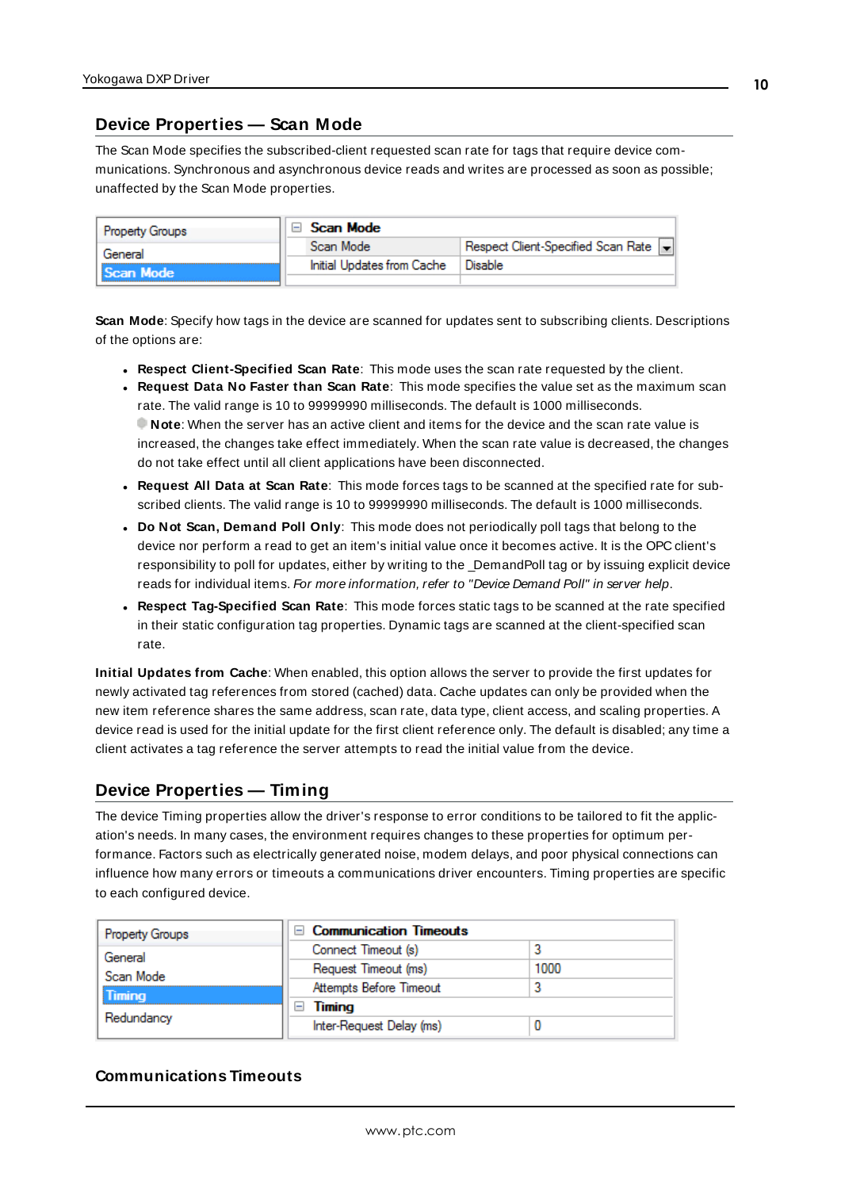## Device Properties — Scan Mode

The Scan Mode specifies the subscribed-client requested scan rate for tags that require device communications. Synchronous and asynchronous device reads and writes are processed as soon as possible; unaffected by the Scan Mode properties.

| Property Groups | Scan Mode | |
|---|---|---|
| General | Scan Mode | Respect Client-Specified Scan Rate |
| **Scan Mode** | Initial Updates from Cache | Disable |

**Scan Mode**: Specify how tags in the device are scanned for updates sent to subscribing clients. Descriptions of the options are:

- **Respect Client-Specified Scan Rate**: This mode uses the scan rate requested by the client.
- **Request Data No Faster than Scan Rate**: This mode specifies the value set as the maximum scan rate. The valid range is 10 to 99999990 milliseconds. The default is 1000 milliseconds.
  **Note**: When the server has an active client and items for the device and the scan rate value is increased, the changes take effect immediately. When the scan rate value is decreased, the changes do not take effect until all client applications have been disconnected.
- **Request All Data at Scan Rate**: This mode forces tags to be scanned at the specified rate for subscribed clients. The valid range is 10 to 99999990 milliseconds. The default is 1000 milliseconds.
- **Do Not Scan, Demand Poll Only**: This mode does not periodically poll tags that belong to the device nor perform a read to get an item's initial value once it becomes active. It is the OPC client's responsibility to poll for updates, either by writing to the _DemandPoll tag or by issuing explicit device reads for individual items. *For more information, refer to "Device Demand Poll" in server help*.
- **Respect Tag-Specified Scan Rate**: This mode forces static tags to be scanned at the rate specified in their static configuration tag properties. Dynamic tags are scanned at the client-specified scan rate.

**Initial Updates from Cache**: When enabled, this option allows the server to provide the first updates for newly activated tag references from stored (cached) data. Cache updates can only be provided when the new item reference shares the same address, scan rate, data type, client access, and scaling properties. A device read is used for the initial update for the first client reference only. The default is disabled; any time a client activates a tag reference the server attempts to read the initial value from the device.

## Device Properties — Timing

The device Timing properties allow the driver's response to error conditions to be tailored to fit the application's needs. In many cases, the environment requires changes to these properties for optimum performance. Factors such as electrically generated noise, modem delays, and poor physical connections can influence how many errors or timeouts a communications driver encounters. Timing properties are specific to each configured device.

| Property Groups | Communication Timeouts | |
|---|---|---|
| General | Connect Timeout (s) | 3 |
| Scan Mode | Request Timeout (ms) | 1000 |
| **Timing** | Attempts Before Timeout | 3 |
| Redundancy | **Timing** | |
| | Inter-Request Delay (ms) | 0 |

### Communications Timeouts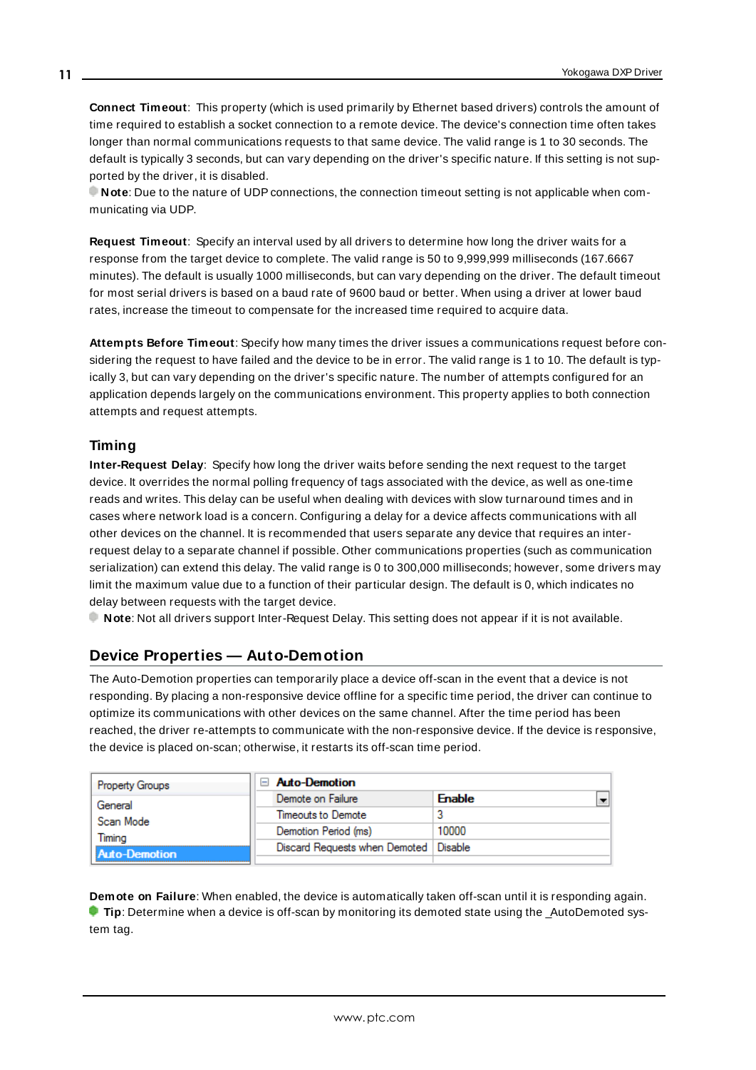**Connect Timeout**: This property (which is used primarily by Ethernet based drivers) controls the amount of time required to establish a socket connection to a remote device. The device's connection time often takes longer than normal communications requests to that same device. The valid range is 1 to 30 seconds. The default is typically 3 seconds, but can vary depending on the driver's specific nature. If this setting is not supported by the driver, it is disabled.

**Note**: Due to the nature of UDP connections, the connection timeout setting is not applicable when communicating via UDP.

**Request Timeout**: Specify an interval used by all drivers to determine how long the driver waits for a response from the target device to complete. The valid range is 50 to 9,999,999 milliseconds (167.6667 minutes). The default is usually 1000 milliseconds, but can vary depending on the driver. The default timeout for most serial drivers is based on a baud rate of 9600 baud or better. When using a driver at lower baud rates, increase the timeout to compensate for the increased time required to acquire data.

**Attempts Before Timeout**: Specify how many times the driver issues a communications request before considering the request to have failed and the device to be in error. The valid range is 1 to 10. The default is typically 3, but can vary depending on the driver's specific nature. The number of attempts configured for an application depends largely on the communications environment. This property applies to both connection attempts and request attempts.

### Timing

**Inter-Request Delay**: Specify how long the driver waits before sending the next request to the target device. It overrides the normal polling frequency of tags associated with the device, as well as one-time reads and writes. This delay can be useful when dealing with devices with slow turnaround times and in cases where network load is a concern. Configuring a delay for a device affects communications with all other devices on the channel. It is recommended that users separate any device that requires an inter-request delay to a separate channel if possible. Other communications properties (such as communication serialization) can extend this delay. The valid range is 0 to 300,000 milliseconds; however, some drivers may limit the maximum value due to a function of their particular design. The default is 0, which indicates no delay between requests with the target device.

**Note**: Not all drivers support Inter-Request Delay. This setting does not appear if it is not available.

## Device Properties — Auto-Demotion

The Auto-Demotion properties can temporarily place a device off-scan in the event that a device is not responding. By placing a non-responsive device offline for a specific time period, the driver can continue to optimize its communications with other devices on the same channel. After the time period has been reached, the driver re-attempts to communicate with the non-responsive device. If the device is responsive, the device is placed on-scan; otherwise, it restarts its off-scan time period.

| Property Groups | Auto-Demotion | |
|---|---|---|
| General | Demote on Failure | Enable |
| Scan Mode | Timeouts to Demote | 3 |
| Timing | Demotion Period (ms) | 10000 |
| Auto-Demotion | Discard Requests when Demoted | Disable |

**Demote on Failure**: When enabled, the device is automatically taken off-scan until it is responding again.

**Tip**: Determine when a device is off-scan by monitoring its demoted state using the _AutoDemoted system tag.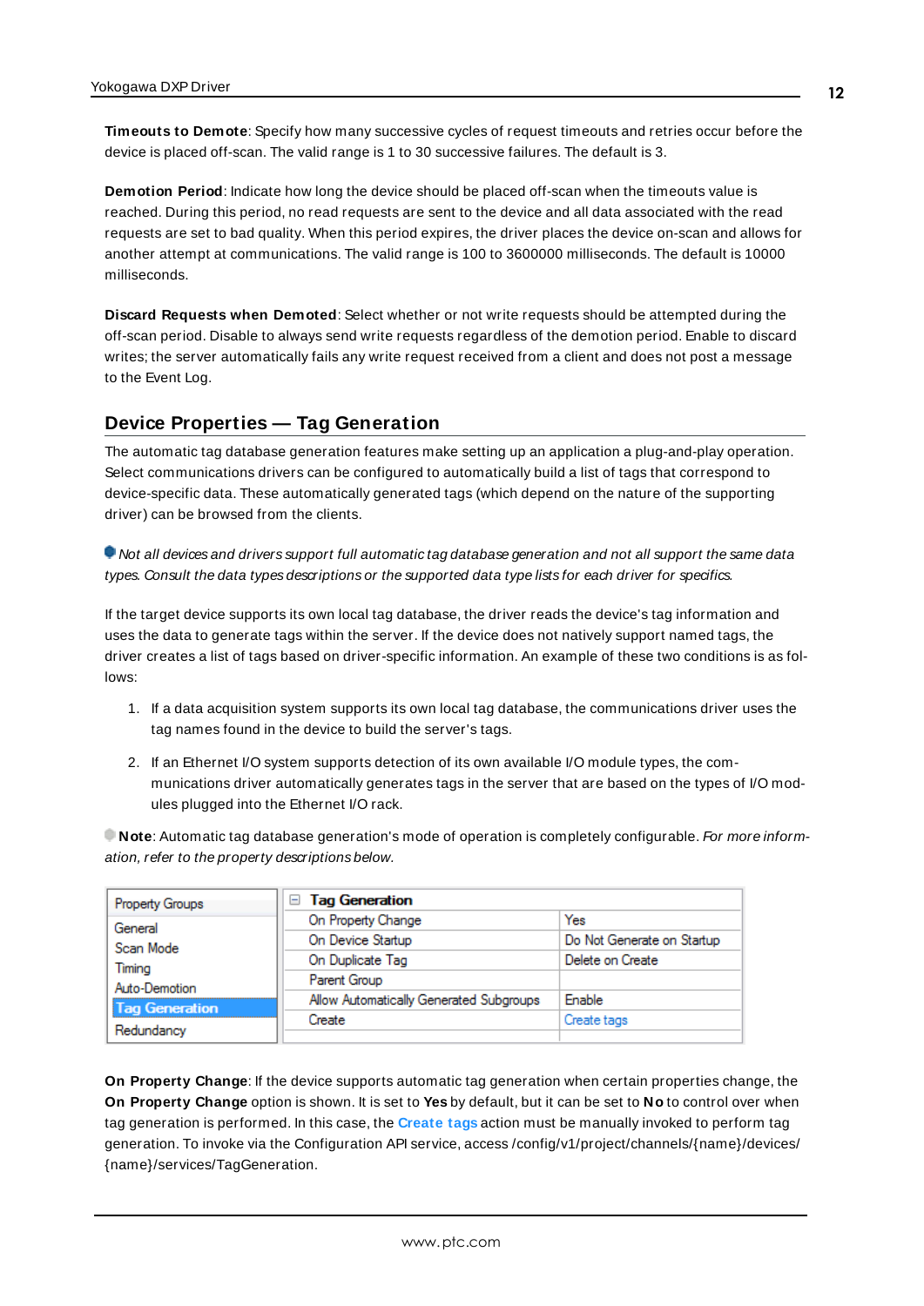**Timeouts to Demote**: Specify how many successive cycles of request timeouts and retries occur before the device is placed off-scan. The valid range is 1 to 30 successive failures. The default is 3.

**Demotion Period**: Indicate how long the device should be placed off-scan when the timeouts value is reached. During this period, no read requests are sent to the device and all data associated with the read requests are set to bad quality. When this period expires, the driver places the device on-scan and allows for another attempt at communications. The valid range is 100 to 3600000 milliseconds. The default is 10000 milliseconds.

**Discard Requests when Demoted**: Select whether or not write requests should be attempted during the off-scan period. Disable to always send write requests regardless of the demotion period. Enable to discard writes; the server automatically fails any write request received from a client and does not post a message to the Event Log.

## Device Properties — Tag Generation

The automatic tag database generation features make setting up an application a plug-and-play operation. Select communications drivers can be configured to automatically build a list of tags that correspond to device-specific data. These automatically generated tags (which depend on the nature of the supporting driver) can be browsed from the clients.

*Not all devices and drivers support full automatic tag database generation and not all support the same data types. Consult the data types descriptions or the supported data type lists for each driver for specifics.*

If the target device supports its own local tag database, the driver reads the device's tag information and uses the data to generate tags within the server. If the device does not natively support named tags, the driver creates a list of tags based on driver-specific information. An example of these two conditions is as follows:

1. If a data acquisition system supports its own local tag database, the communications driver uses the tag names found in the device to build the server's tags.
2. If an Ethernet I/O system supports detection of its own available I/O module types, the communications driver automatically generates tags in the server that are based on the types of I/O modules plugged into the Ethernet I/O rack.

**Note**: Automatic tag database generation's mode of operation is completely configurable. *For more information, refer to the property descriptions below.*

| Property Groups | Tag Generation | |
|---|---|---|
| General | On Property Change | Yes |
| Scan Mode | On Device Startup | Do Not Generate on Startup |
| Timing | On Duplicate Tag | Delete on Create |
| Auto-Demotion | Parent Group | |
| **Tag Generation** | Allow Automatically Generated Subgroups | Enable |
| Redundancy | Create | Create tags |

**On Property Change**: If the device supports automatic tag generation when certain properties change, the **On Property Change** option is shown. It is set to **Yes** by default, but it can be set to **No** to control over when tag generation is performed. In this case, the **Create tags** action must be manually invoked to perform tag generation. To invoke via the Configuration API service, access /config/v1/project/channels/{name}/devices/{name}/services/TagGeneration.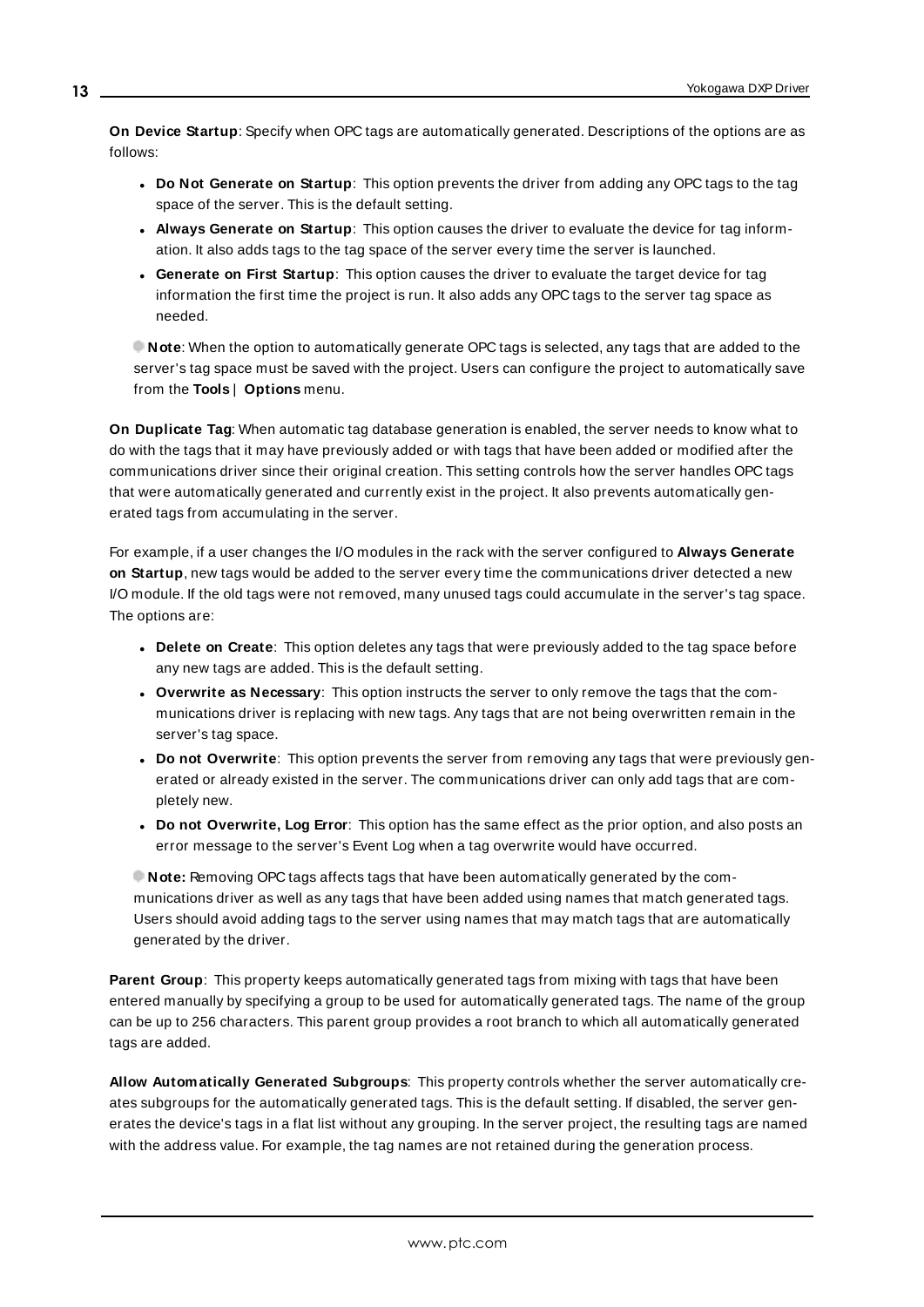**On Device Startup**: Specify when OPC tags are automatically generated. Descriptions of the options are as follows:

- **Do Not Generate on Startup**: This option prevents the driver from adding any OPC tags to the tag space of the server. This is the default setting.
- **Always Generate on Startup**: This option causes the driver to evaluate the device for tag information. It also adds tags to the tag space of the server every time the server is launched.
- **Generate on First Startup**: This option causes the driver to evaluate the target device for tag information the first time the project is run. It also adds any OPC tags to the server tag space as needed.

**Note**: When the option to automatically generate OPC tags is selected, any tags that are added to the server's tag space must be saved with the project. Users can configure the project to automatically save from the **Tools** | **Options** menu.

**On Duplicate Tag**: When automatic tag database generation is enabled, the server needs to know what to do with the tags that it may have previously added or with tags that have been added or modified after the communications driver since their original creation. This setting controls how the server handles OPC tags that were automatically generated and currently exist in the project. It also prevents automatically generated tags from accumulating in the server.

For example, if a user changes the I/O modules in the rack with the server configured to **Always Generate on Startup**, new tags would be added to the server every time the communications driver detected a new I/O module. If the old tags were not removed, many unused tags could accumulate in the server's tag space. The options are:

- **Delete on Create**: This option deletes any tags that were previously added to the tag space before any new tags are added. This is the default setting.
- **Overwrite as Necessary**: This option instructs the server to only remove the tags that the communications driver is replacing with new tags. Any tags that are not being overwritten remain in the server's tag space.
- **Do not Overwrite**: This option prevents the server from removing any tags that were previously generated or already existed in the server. The communications driver can only add tags that are completely new.
- **Do not Overwrite, Log Error**: This option has the same effect as the prior option, and also posts an error message to the server's Event Log when a tag overwrite would have occurred.

**Note:** Removing OPC tags affects tags that have been automatically generated by the communications driver as well as any tags that have been added using names that match generated tags. Users should avoid adding tags to the server using names that may match tags that are automatically generated by the driver.

**Parent Group**: This property keeps automatically generated tags from mixing with tags that have been entered manually by specifying a group to be used for automatically generated tags. The name of the group can be up to 256 characters. This parent group provides a root branch to which all automatically generated tags are added.

**Allow Automatically Generated Subgroups**: This property controls whether the server automatically creates subgroups for the automatically generated tags. This is the default setting. If disabled, the server generates the device's tags in a flat list without any grouping. In the server project, the resulting tags are named with the address value. For example, the tag names are not retained during the generation process.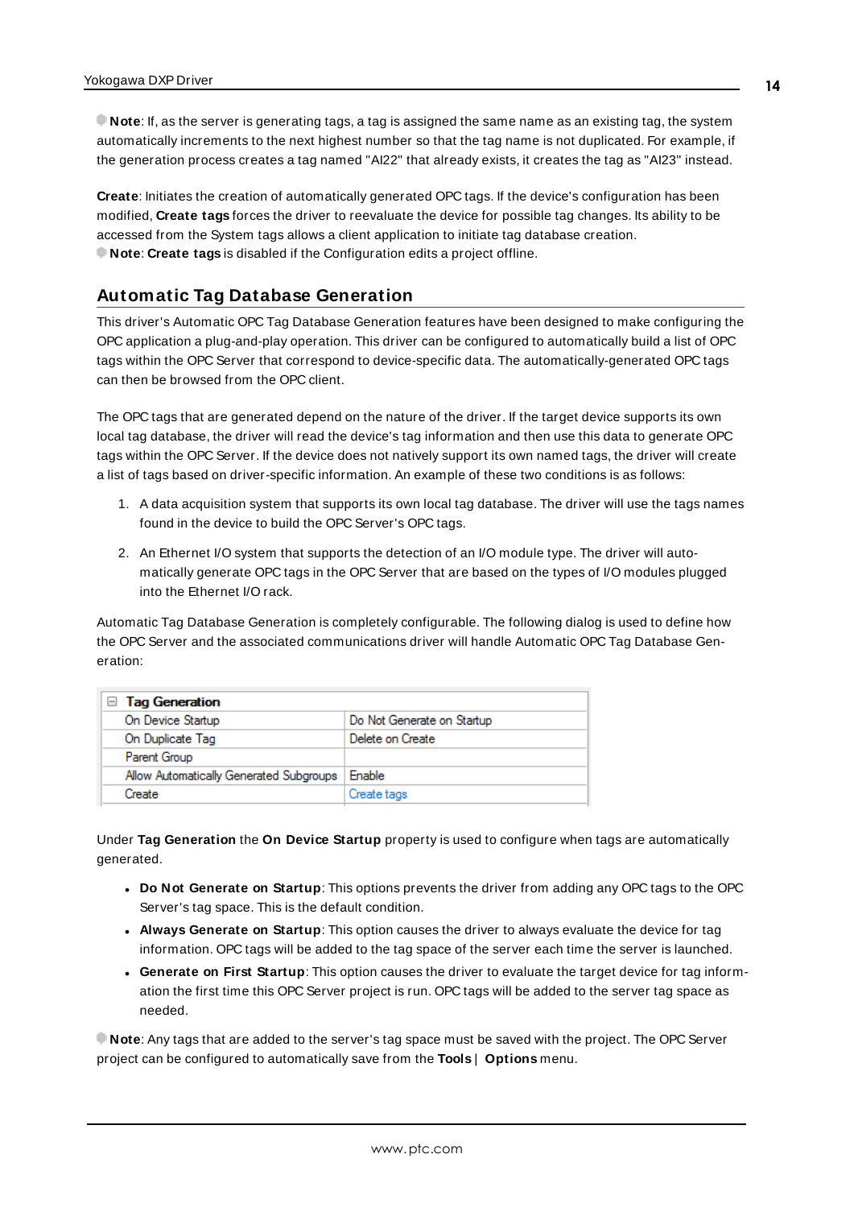**Note**: If, as the server is generating tags, a tag is assigned the same name as an existing tag, the system automatically increments to the next highest number so that the tag name is not duplicated. For example, if the generation process creates a tag named "AI22" that already exists, it creates the tag as "AI23" instead.

**Create**: Initiates the creation of automatically generated OPC tags. If the device's configuration has been modified, **Create tags** forces the driver to reevaluate the device for possible tag changes. Its ability to be accessed from the System tags allows a client application to initiate tag database creation.

**Note**: **Create tags** is disabled if the Configuration edits a project offline.

## Automatic Tag Database Generation

This driver's Automatic OPC Tag Database Generation features have been designed to make configuring the OPC application a plug-and-play operation. This driver can be configured to automatically build a list of OPC tags within the OPC Server that correspond to device-specific data. The automatically-generated OPC tags can then be browsed from the OPC client.

The OPC tags that are generated depend on the nature of the driver. If the target device supports its own local tag database, the driver will read the device's tag information and then use this data to generate OPC tags within the OPC Server. If the device does not natively support its own named tags, the driver will create a list of tags based on driver-specific information. An example of these two conditions is as follows:

1. A data acquisition system that supports its own local tag database. The driver will use the tags names found in the device to build the OPC Server's OPC tags.
2. An Ethernet I/O system that supports the detection of an I/O module type. The driver will automatically generate OPC tags in the OPC Server that are based on the types of I/O modules plugged into the Ethernet I/O rack.

Automatic Tag Database Generation is completely configurable. The following dialog is used to define how the OPC Server and the associated communications driver will handle Automatic OPC Tag Database Generation:

| Tag Generation | |
|---|---|
| On Device Startup | Do Not Generate on Startup |
| On Duplicate Tag | Delete on Create |
| Parent Group | |
| Allow Automatically Generated Subgroups | Enable |
| Create | Create tags |

Under **Tag Generation** the **On Device Startup** property is used to configure when tags are automatically generated.

- **Do Not Generate on Startup**: This options prevents the driver from adding any OPC tags to the OPC Server's tag space. This is the default condition.
- **Always Generate on Startup**: This option causes the driver to always evaluate the device for tag information. OPC tags will be added to the tag space of the server each time the server is launched.
- **Generate on First Startup**: This option causes the driver to evaluate the target device for tag information the first time this OPC Server project is run. OPC tags will be added to the server tag space as needed.

**Note**: Any tags that are added to the server's tag space must be saved with the project. The OPC Server project can be configured to automatically save from the **Tools** | **Options** menu.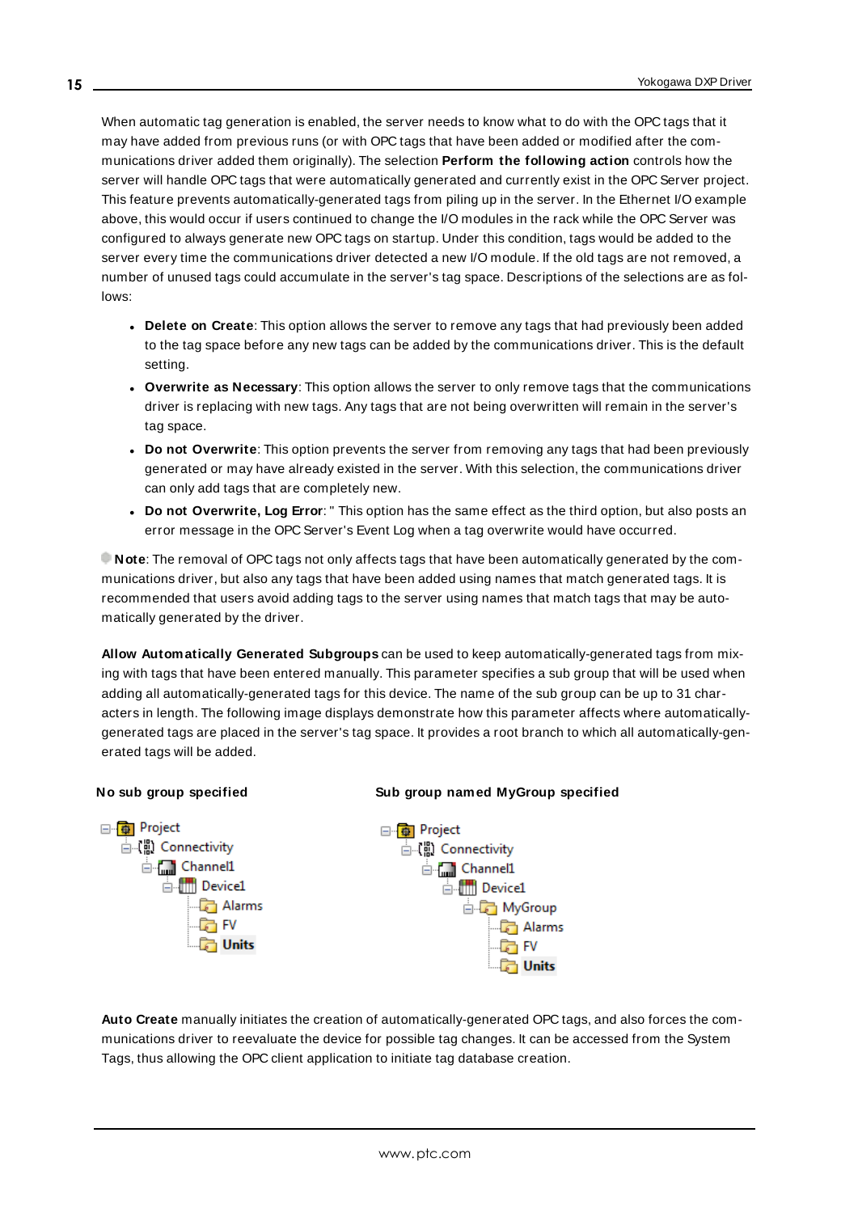When automatic tag generation is enabled, the server needs to know what to do with the OPC tags that it may have added from previous runs (or with OPC tags that have been added or modified after the communications driver added them originally). The selection **Perform the following action** controls how the server will handle OPC tags that were automatically generated and currently exist in the OPC Server project. This feature prevents automatically-generated tags from piling up in the server. In the Ethernet I/O example above, this would occur if users continued to change the I/O modules in the rack while the OPC Server was configured to always generate new OPC tags on startup. Under this condition, tags would be added to the server every time the communications driver detected a new I/O module. If the old tags are not removed, a number of unused tags could accumulate in the server's tag space. Descriptions of the selections are as follows:

- **Delete on Create**: This option allows the server to remove any tags that had previously been added to the tag space before any new tags can be added by the communications driver. This is the default setting.
- **Overwrite as Necessary**: This option allows the server to only remove tags that the communications driver is replacing with new tags. Any tags that are not being overwritten will remain in the server's tag space.
- **Do not Overwrite**: This option prevents the server from removing any tags that had been previously generated or may have already existed in the server. With this selection, the communications driver can only add tags that are completely new.
- **Do not Overwrite, Log Error**: " This option has the same effect as the third option, but also posts an error message in the OPC Server's Event Log when a tag overwrite would have occurred.

**Note**: The removal of OPC tags not only affects tags that have been automatically generated by the communications driver, but also any tags that have been added using names that match generated tags. It is recommended that users avoid adding tags to the server using names that match tags that may be automatically generated by the driver.

**Allow Automatically Generated Subgroups** can be used to keep automatically-generated tags from mixing with tags that have been entered manually. This parameter specifies a sub group that will be used when adding all automatically-generated tags for this device. The name of the sub group can be up to 31 characters in length. The following image displays demonstrate how this parameter affects where automatically-generated tags are placed in the server's tag space. It provides a root branch to which all automatically-generated tags will be added.

**No sub group specified**

```
Project
└─ Connectivity
   └─ Channel1
      └─ Device1
         ├─ Alarms
         ├─ FV
         └─ Units
```

**Sub group named MyGroup specified**

```
Project
└─ Connectivity
   └─ Channel1
      └─ Device1
         └─ MyGroup
            ├─ Alarms
            ├─ FV
            └─ Units
```

**Auto Create** manually initiates the creation of automatically-generated OPC tags, and also forces the communications driver to reevaluate the device for possible tag changes. It can be accessed from the System Tags, thus allowing the OPC client application to initiate tag database creation.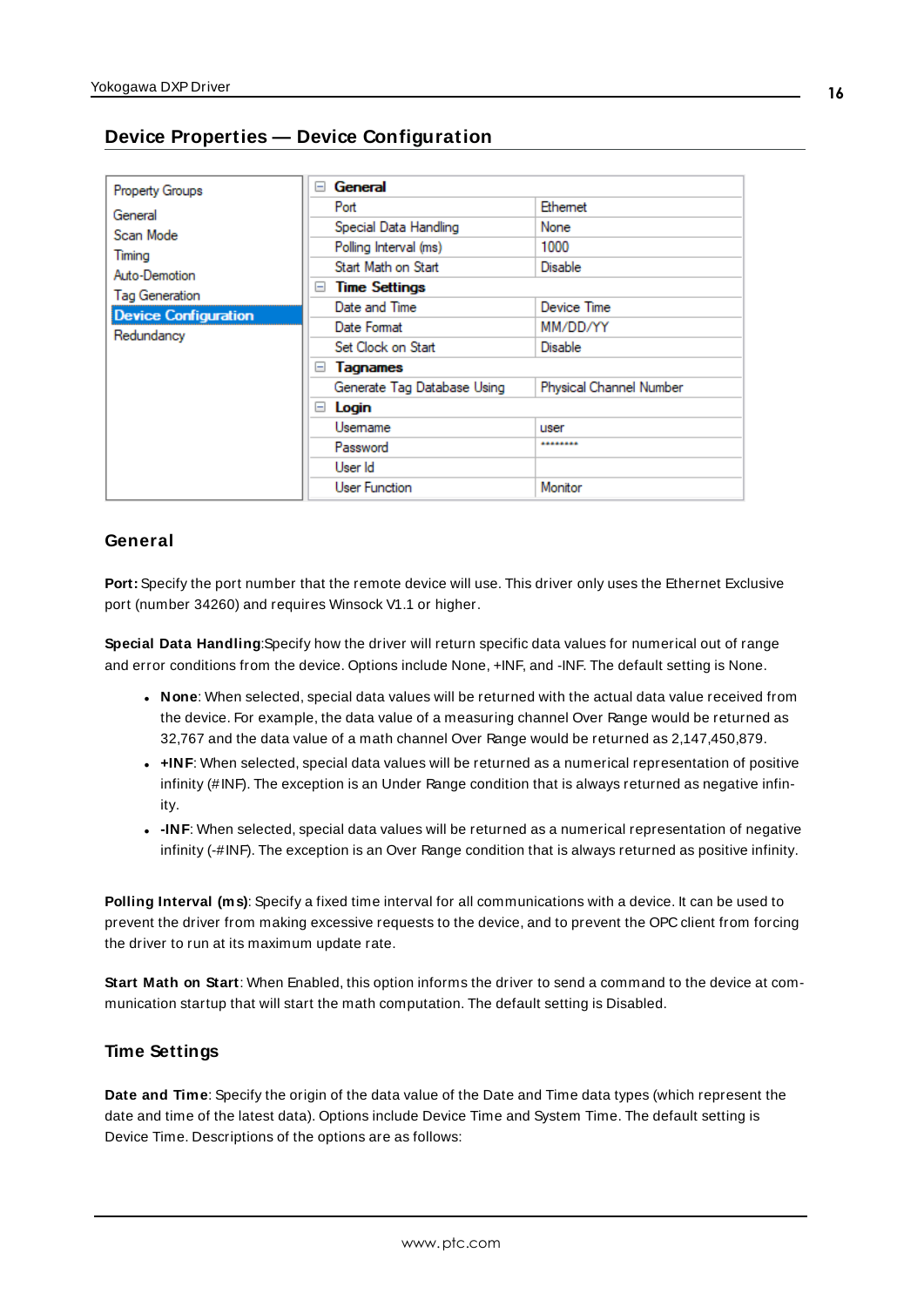## Device Properties — Device Configuration

| Property Groups | | |
|---|---|---|
| General | **General** | |
| Scan Mode | Port | Ethernet |
| Timing | Special Data Handling | None |
| Auto-Demotion | Polling Interval (ms) | 1000 |
| Tag Generation | Start Math on Start | Disable |
| **Device Configuration** | **Time Settings** | |
| Redundancy | Date and Time | Device Time |
| | Date Format | MM/DD/YY |
| | Set Clock on Start | Disable |
| | **Tagnames** | |
| | Generate Tag Database Using | Physical Channel Number |
| | **Login** | |
| | Username | user |
| | Password | ******** |
| | User Id | |
| | User Function | Monitor |

### General

**Port:** Specify the port number that the remote device will use. This driver only uses the Ethernet Exclusive port (number 34260) and requires Winsock V1.1 or higher.

**Special Data Handling**:Specify how the driver will return specific data values for numerical out of range and error conditions from the device. Options include None, +INF, and -INF. The default setting is None.

- **None**: When selected, special data values will be returned with the actual data value received from the device. For example, the data value of a measuring channel Over Range would be returned as 32,767 and the data value of a math channel Over Range would be returned as 2,147,450,879.
- **+INF**: When selected, special data values will be returned as a numerical representation of positive infinity (#INF). The exception is an Under Range condition that is always returned as negative infinity.
- **-INF**: When selected, special data values will be returned as a numerical representation of negative infinity (-#INF). The exception is an Over Range condition that is always returned as positive infinity.

**Polling Interval (ms)**: Specify a fixed time interval for all communications with a device. It can be used to prevent the driver from making excessive requests to the device, and to prevent the OPC client from forcing the driver to run at its maximum update rate.

**Start Math on Start**: When Enabled, this option informs the driver to send a command to the device at communication startup that will start the math computation. The default setting is Disabled.

### Time Settings

**Date and Time**: Specify the origin of the data value of the Date and Time data types (which represent the date and time of the latest data). Options include Device Time and System Time. The default setting is Device Time. Descriptions of the options are as follows: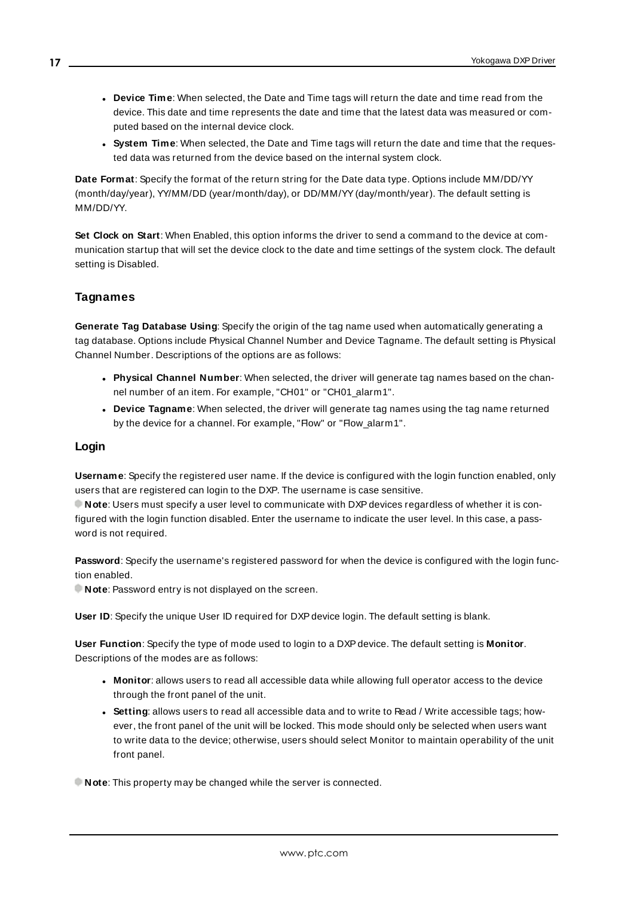- **Device Time**: When selected, the Date and Time tags will return the date and time read from the device. This date and time represents the date and time that the latest data was measured or computed based on the internal device clock.
- **System Time**: When selected, the Date and Time tags will return the date and time that the requested data was returned from the device based on the internal system clock.

**Date Format**: Specify the format of the return string for the Date data type. Options include MM/DD/YY (month/day/year), YY/MM/DD (year/month/day), or DD/MM/YY (day/month/year). The default setting is MM/DD/YY.

**Set Clock on Start**: When Enabled, this option informs the driver to send a command to the device at communication startup that will set the device clock to the date and time settings of the system clock. The default setting is Disabled.

### Tagnames

**Generate Tag Database Using**: Specify the origin of the tag name used when automatically generating a tag database. Options include Physical Channel Number and Device Tagname. The default setting is Physical Channel Number. Descriptions of the options are as follows:

- **Physical Channel Number**: When selected, the driver will generate tag names based on the channel number of an item. For example, "CH01" or "CH01_alarm1".
- **Device Tagname**: When selected, the driver will generate tag names using the tag name returned by the device for a channel. For example, "Flow" or "Flow_alarm1".

### Login

**Username**: Specify the registered user name. If the device is configured with the login function enabled, only users that are registered can login to the DXP. The username is case sensitive.

**Note**: Users must specify a user level to communicate with DXP devices regardless of whether it is configured with the login function disabled. Enter the username to indicate the user level. In this case, a password is not required.

**Password**: Specify the username's registered password for when the device is configured with the login function enabled.

**Note**: Password entry is not displayed on the screen.

**User ID**: Specify the unique User ID required for DXP device login. The default setting is blank.

**User Function**: Specify the type of mode used to login to a DXP device. The default setting is **Monitor**. Descriptions of the modes are as follows:

- **Monitor**: allows users to read all accessible data while allowing full operator access to the device through the front panel of the unit.
- **Setting**: allows users to read all accessible data and to write to Read / Write accessible tags; however, the front panel of the unit will be locked. This mode should only be selected when users want to write data to the device; otherwise, users should select Monitor to maintain operability of the unit front panel.

**Note**: This property may be changed while the server is connected.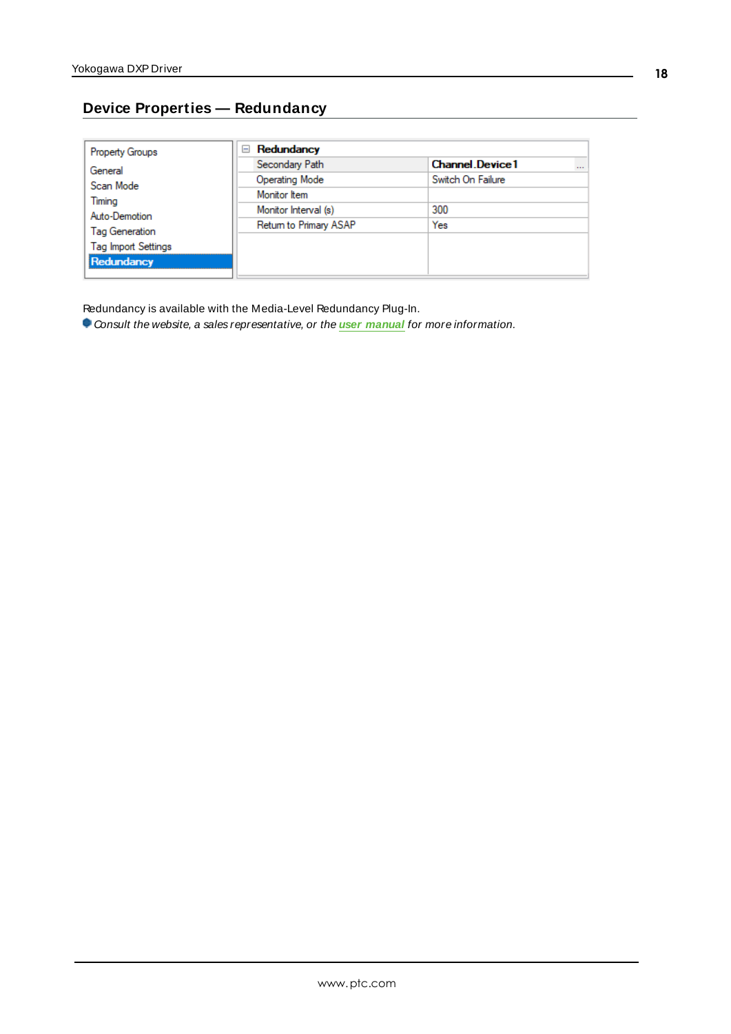## Device Properties — Redundancy

| Property Groups | Redundancy | |
|---|---|---|
| General | Secondary Path | Channel.Device1 |
| Scan Mode | Operating Mode | Switch On Failure |
| Timing | Monitor Item | |
| Auto-Demotion | Monitor Interval (s) | 300 |
| Tag Generation | Return to Primary ASAP | Yes |
| Tag Import Settings | | |
| **Redundancy** | | |

Redundancy is available with the Media-Level Redundancy Plug-In.

*Consult the website, a sales representative, or the* ***user manual*** *for more information.*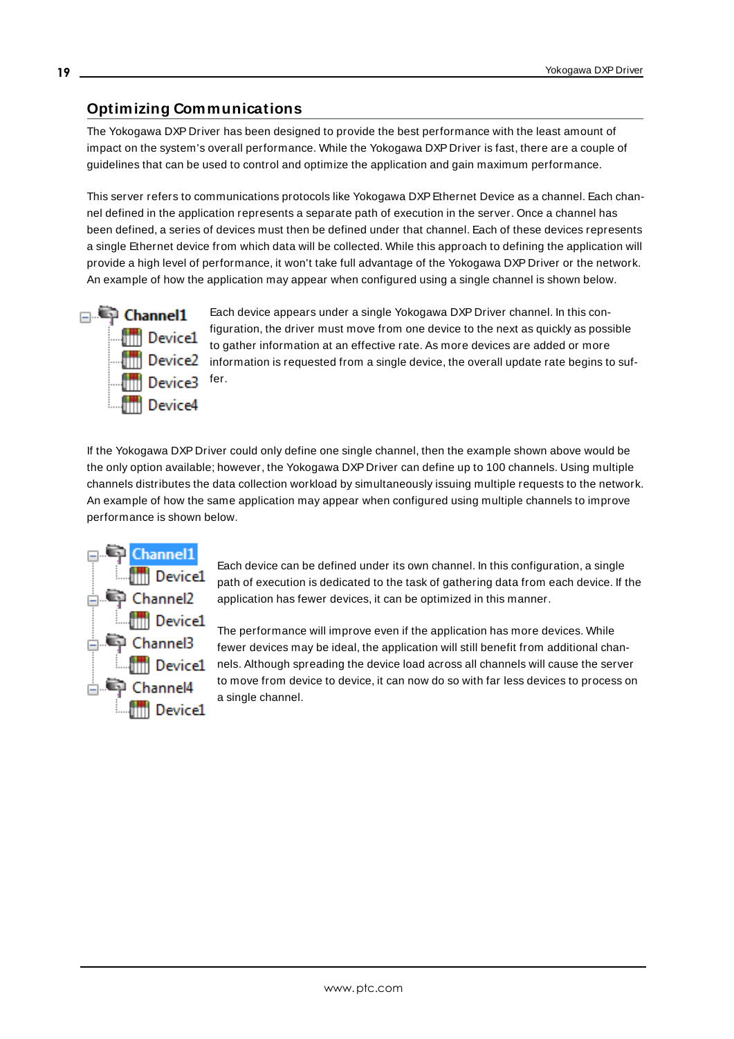## Optimizing Communications

The Yokogawa DXP Driver has been designed to provide the best performance with the least amount of impact on the system's overall performance. While the Yokogawa DXP Driver is fast, there are a couple of guidelines that can be used to control and optimize the application and gain maximum performance.

This server refers to communications protocols like Yokogawa DXP Ethernet Device as a channel. Each channel defined in the application represents a separate path of execution in the server. Once a channel has been defined, a series of devices must then be defined under that channel. Each of these devices represents a single Ethernet device from which data will be collected. While this approach to defining the application will provide a high level of performance, it won't take full advantage of the Yokogawa DXP Driver or the network. An example of how the application may appear when configured using a single channel is shown below.

Each device appears under a single Yokogawa DXP Driver channel. In this configuration, the driver must move from one device to the next as quickly as possible to gather information at an effective rate. As more devices are added or more information is requested from a single device, the overall update rate begins to suffer.

If the Yokogawa DXP Driver could only define one single channel, then the example shown above would be the only option available; however, the Yokogawa DXP Driver can define up to 100 channels. Using multiple channels distributes the data collection workload by simultaneously issuing multiple requests to the network. An example of how the same application may appear when configured using multiple channels to improve performance is shown below.

Each device can be defined under its own channel. In this configuration, a single path of execution is dedicated to the task of gathering data from each device. If the application has fewer devices, it can be optimized in this manner.

The performance will improve even if the application has more devices. While fewer devices may be ideal, the application will still benefit from additional channels. Although spreading the device load across all channels will cause the server to move from device to device, it can now do so with far less devices to process on a single channel.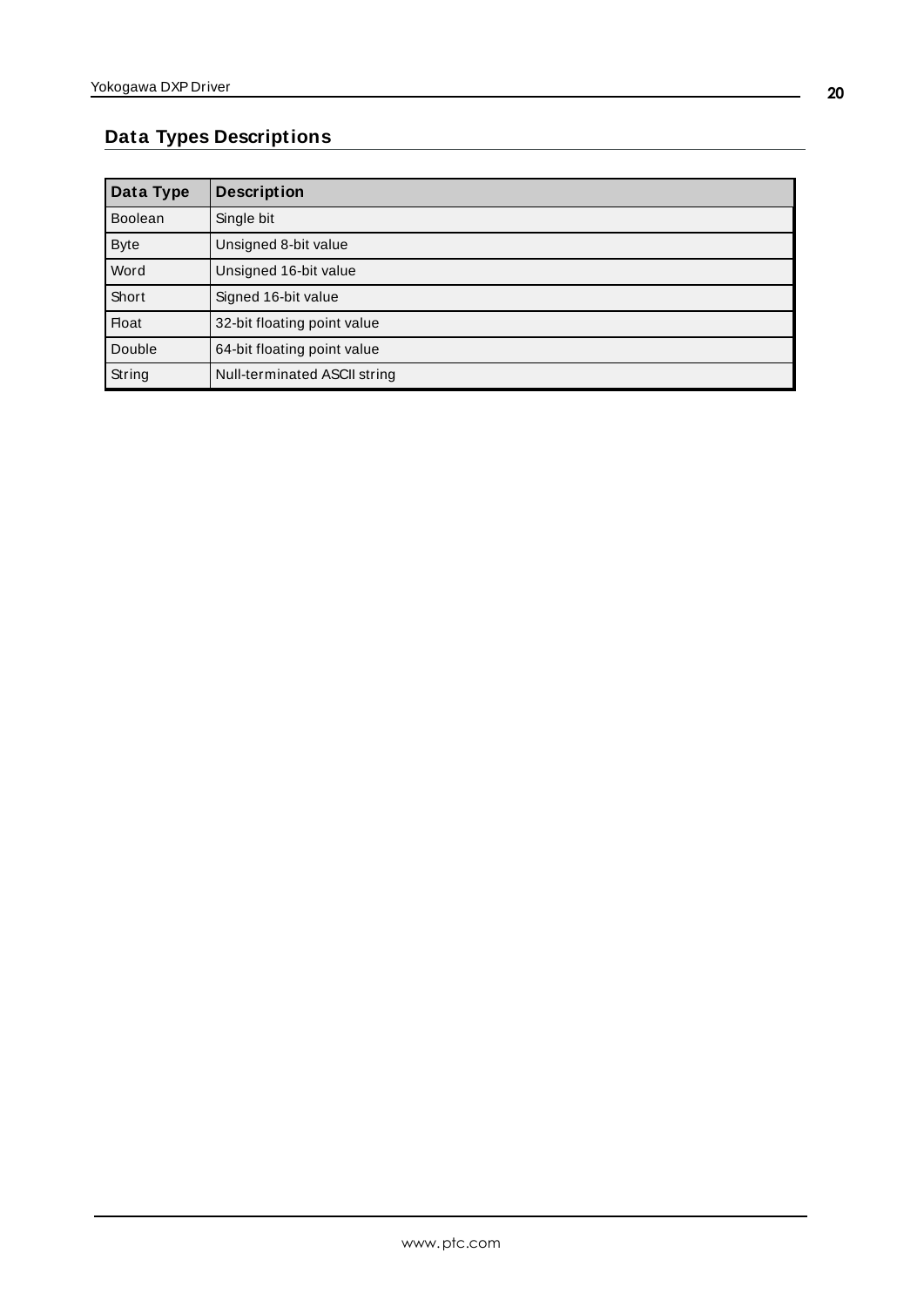## Data Types Descriptions

| Data Type | Description |
| --- | --- |
| Boolean | Single bit |
| Byte | Unsigned 8-bit value |
| Word | Unsigned 16-bit value |
| Short | Signed 16-bit value |
| Float | 32-bit floating point value |
| Double | 64-bit floating point value |
| String | Null-terminated ASCII string |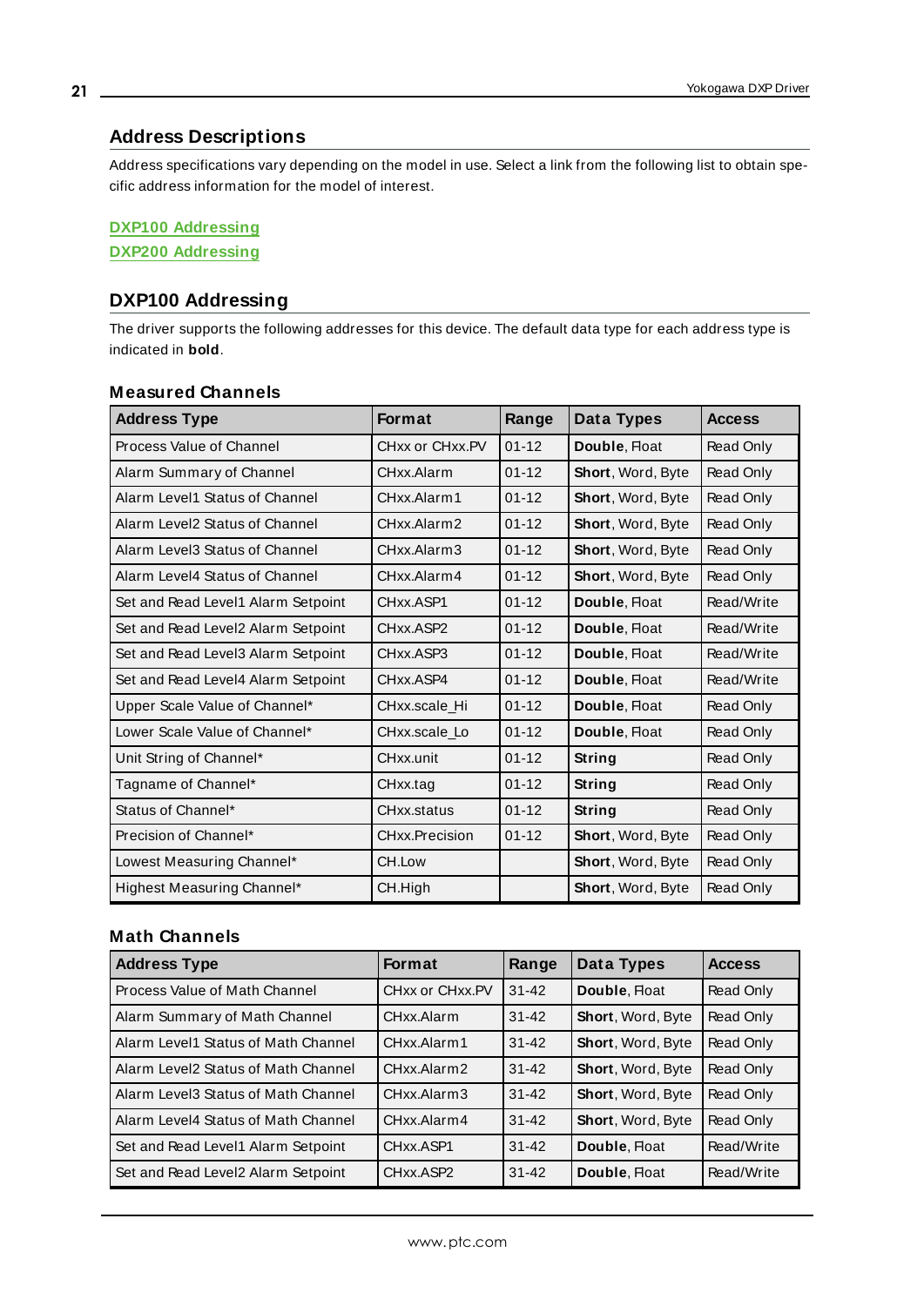## Address Descriptions

Address specifications vary depending on the model in use. Select a link from the following list to obtain specific address information for the model of interest.

**DXP100 Addressing**
**DXP200 Addressing**

## DXP100 Addressing

The driver supports the following addresses for this device. The default data type for each address type is indicated in **bold**.

### Measured Channels

| Address Type | Format | Range | Data Types | Access |
|---|---|---|---|---|
| Process Value of Channel | CHxx or CHxx.PV | 01-12 | **Double**, Float | Read Only |
| Alarm Summary of Channel | CHxx.Alarm | 01-12 | **Short**, Word, Byte | Read Only |
| Alarm Level1 Status of Channel | CHxx.Alarm1 | 01-12 | **Short**, Word, Byte | Read Only |
| Alarm Level2 Status of Channel | CHxx.Alarm2 | 01-12 | **Short**, Word, Byte | Read Only |
| Alarm Level3 Status of Channel | CHxx.Alarm3 | 01-12 | **Short**, Word, Byte | Read Only |
| Alarm Level4 Status of Channel | CHxx.Alarm4 | 01-12 | **Short**, Word, Byte | Read Only |
| Set and Read Level1 Alarm Setpoint | CHxx.ASP1 | 01-12 | **Double**, Float | Read/Write |
| Set and Read Level2 Alarm Setpoint | CHxx.ASP2 | 01-12 | **Double**, Float | Read/Write |
| Set and Read Level3 Alarm Setpoint | CHxx.ASP3 | 01-12 | **Double**, Float | Read/Write |
| Set and Read Level4 Alarm Setpoint | CHxx.ASP4 | 01-12 | **Double**, Float | Read/Write |
| Upper Scale Value of Channel* | CHxx.scale_Hi | 01-12 | **Double**, Float | Read Only |
| Lower Scale Value of Channel* | CHxx.scale_Lo | 01-12 | **Double**, Float | Read Only |
| Unit String of Channel* | CHxx.unit | 01-12 | **String** | Read Only |
| Tagname of Channel* | CHxx.tag | 01-12 | **String** | Read Only |
| Status of Channel* | CHxx.status | 01-12 | **String** | Read Only |
| Precision of Channel* | CHxx.Precision | 01-12 | **Short**, Word, Byte | Read Only |
| Lowest Measuring Channel* | CH.Low | | **Short**, Word, Byte | Read Only |
| Highest Measuring Channel* | CH.High | | **Short**, Word, Byte | Read Only |

### Math Channels

| Address Type | Format | Range | Data Types | Access |
|---|---|---|---|---|
| Process Value of Math Channel | CHxx or CHxx.PV | 31-42 | **Double**, Float | Read Only |
| Alarm Summary of Math Channel | CHxx.Alarm | 31-42 | **Short**, Word, Byte | Read Only |
| Alarm Level1 Status of Math Channel | CHxx.Alarm1 | 31-42 | **Short**, Word, Byte | Read Only |
| Alarm Level2 Status of Math Channel | CHxx.Alarm2 | 31-42 | **Short**, Word, Byte | Read Only |
| Alarm Level3 Status of Math Channel | CHxx.Alarm3 | 31-42 | **Short**, Word, Byte | Read Only |
| Alarm Level4 Status of Math Channel | CHxx.Alarm4 | 31-42 | **Short**, Word, Byte | Read Only |
| Set and Read Level1 Alarm Setpoint | CHxx.ASP1 | 31-42 | **Double**, Float | Read/Write |
| Set and Read Level2 Alarm Setpoint | CHxx.ASP2 | 31-42 | **Double**, Float | Read/Write |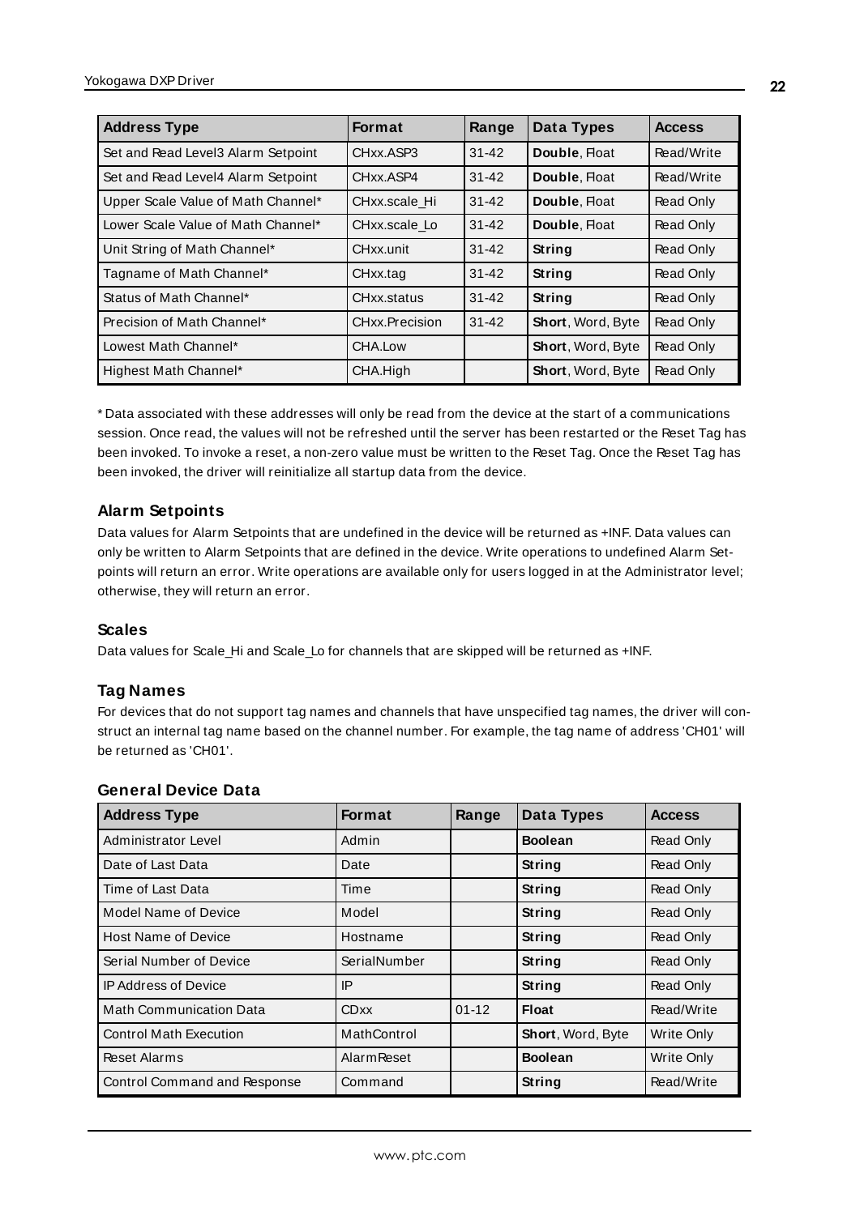| Address Type | Format | Range | Data Types | Access |
| --- | --- | --- | --- | --- |
| Set and Read Level3 Alarm Setpoint | CHxx.ASP3 | 31-42 | **Double**, Float | Read/Write |
| Set and Read Level4 Alarm Setpoint | CHxx.ASP4 | 31-42 | **Double**, Float | Read/Write |
| Upper Scale Value of Math Channel* | CHxx.scale_Hi | 31-42 | **Double**, Float | Read Only |
| Lower Scale Value of Math Channel* | CHxx.scale_Lo | 31-42 | **Double**, Float | Read Only |
| Unit String of Math Channel* | CHxx.unit | 31-42 | **String** | Read Only |
| Tagname of Math Channel* | CHxx.tag | 31-42 | **String** | Read Only |
| Status of Math Channel* | CHxx.status | 31-42 | **String** | Read Only |
| Precision of Math Channel* | CHxx.Precision | 31-42 | **Short**, Word, Byte | Read Only |
| Lowest Math Channel* | CHA.Low | | **Short**, Word, Byte | Read Only |
| Highest Math Channel* | CHA.High | | **Short**, Word, Byte | Read Only |

* Data associated with these addresses will only be read from the device at the start of a communications session. Once read, the values will not be refreshed until the server has been restarted or the Reset Tag has been invoked. To invoke a reset, a non-zero value must be written to the Reset Tag. Once the Reset Tag has been invoked, the driver will reinitialize all startup data from the device.

### Alarm Setpoints

Data values for Alarm Setpoints that are undefined in the device will be returned as +INF. Data values can only be written to Alarm Setpoints that are defined in the device. Write operations to undefined Alarm Setpoints will return an error. Write operations are available only for users logged in at the Administrator level; otherwise, they will return an error.

### Scales

Data values for Scale_Hi and Scale_Lo for channels that are skipped will be returned as +INF.

### Tag Names

For devices that do not support tag names and channels that have unspecified tag names, the driver will construct an internal tag name based on the channel number. For example, the tag name of address 'CH01' will be returned as 'CH01'.

### General Device Data

| Address Type | Format | Range | Data Types | Access |
| --- | --- | --- | --- | --- |
| Administrator Level | Admin | | **Boolean** | Read Only |
| Date of Last Data | Date | | **String** | Read Only |
| Time of Last Data | Time | | **String** | Read Only |
| Model Name of Device | Model | | **String** | Read Only |
| Host Name of Device | Hostname | | **String** | Read Only |
| Serial Number of Device | SerialNumber | | **String** | Read Only |
| IP Address of Device | IP | | **String** | Read Only |
| Math Communication Data | CDxx | 01-12 | **Float** | Read/Write |
| Control Math Execution | MathControl | | **Short**, Word, Byte | Write Only |
| Reset Alarms | AlarmReset | | **Boolean** | Write Only |
| Control Command and Response | Command | | **String** | Read/Write |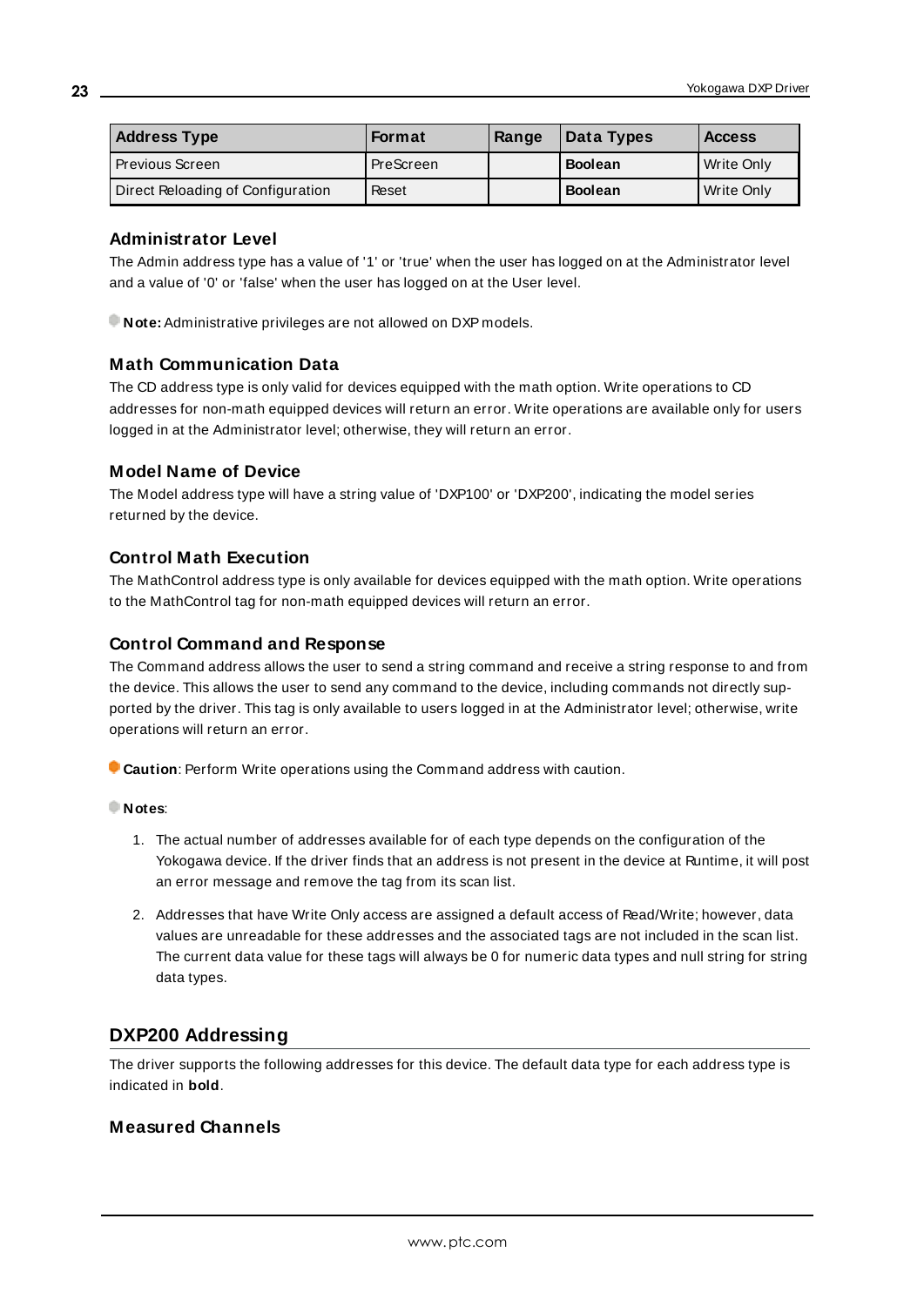| Address Type | Format | Range | Data Types | Access |
|---|---|---|---|---|
| Previous Screen | PreScreen | | **Boolean** | Write Only |
| Direct Reloading of Configuration | Reset | | **Boolean** | Write Only |

### Administrator Level

The Admin address type has a value of '1' or 'true' when the user has logged on at the Administrator level and a value of '0' or 'false' when the user has logged on at the User level.

**Note:** Administrative privileges are not allowed on DXP models.

### Math Communication Data

The CD address type is only valid for devices equipped with the math option. Write operations to CD addresses for non-math equipped devices will return an error. Write operations are available only for users logged in at the Administrator level; otherwise, they will return an error.

### Model Name of Device

The Model address type will have a string value of 'DXP100' or 'DXP200', indicating the model series returned by the device.

### Control Math Execution

The MathControl address type is only available for devices equipped with the math option. Write operations to the MathControl tag for non-math equipped devices will return an error.

### Control Command and Response

The Command address allows the user to send a string command and receive a string response to and from the device. This allows the user to send any command to the device, including commands not directly supported by the driver. This tag is only available to users logged in at the Administrator level; otherwise, write operations will return an error.

**Caution**: Perform Write operations using the Command address with caution.

**Notes**:

1. The actual number of addresses available for of each type depends on the configuration of the Yokogawa device. If the driver finds that an address is not present in the device at Runtime, it will post an error message and remove the tag from its scan list.
2. Addresses that have Write Only access are assigned a default access of Read/Write; however, data values are unreadable for these addresses and the associated tags are not included in the scan list. The current data value for these tags will always be 0 for numeric data types and null string for string data types.

## DXP200 Addressing

The driver supports the following addresses for this device. The default data type for each address type is indicated in **bold**.

### Measured Channels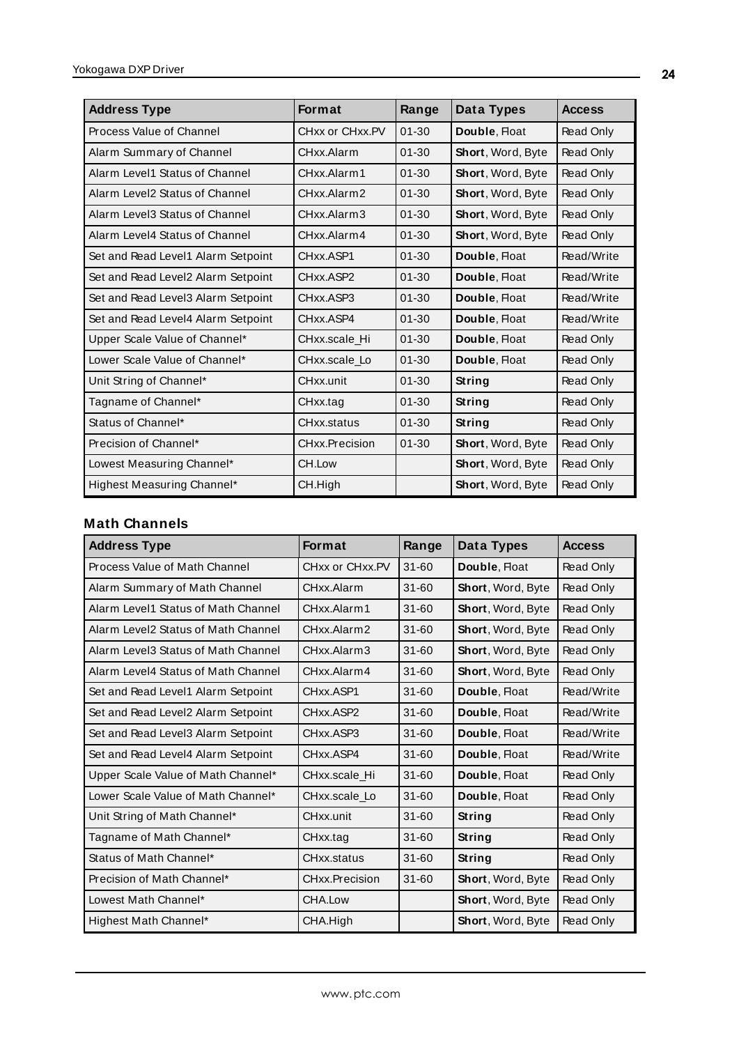| Address Type | Format | Range | Data Types | Access |
| --- | --- | --- | --- | --- |
| Process Value of Channel | CHxx or CHxx.PV | 01-30 | **Double**, Float | Read Only |
| Alarm Summary of Channel | CHxx.Alarm | 01-30 | **Short**, Word, Byte | Read Only |
| Alarm Level1 Status of Channel | CHxx.Alarm1 | 01-30 | **Short**, Word, Byte | Read Only |
| Alarm Level2 Status of Channel | CHxx.Alarm2 | 01-30 | **Short**, Word, Byte | Read Only |
| Alarm Level3 Status of Channel | CHxx.Alarm3 | 01-30 | **Short**, Word, Byte | Read Only |
| Alarm Level4 Status of Channel | CHxx.Alarm4 | 01-30 | **Short**, Word, Byte | Read Only |
| Set and Read Level1 Alarm Setpoint | CHxx.ASP1 | 01-30 | **Double**, Float | Read/Write |
| Set and Read Level2 Alarm Setpoint | CHxx.ASP2 | 01-30 | **Double**, Float | Read/Write |
| Set and Read Level3 Alarm Setpoint | CHxx.ASP3 | 01-30 | **Double**, Float | Read/Write |
| Set and Read Level4 Alarm Setpoint | CHxx.ASP4 | 01-30 | **Double**, Float | Read/Write |
| Upper Scale Value of Channel* | CHxx.scale_Hi | 01-30 | **Double**, Float | Read Only |
| Lower Scale Value of Channel* | CHxx.scale_Lo | 01-30 | **Double**, Float | Read Only |
| Unit String of Channel* | CHxx.unit | 01-30 | **String** | Read Only |
| Tagname of Channel* | CHxx.tag | 01-30 | **String** | Read Only |
| Status of Channel* | CHxx.status | 01-30 | **String** | Read Only |
| Precision of Channel* | CHxx.Precision | 01-30 | **Short**, Word, Byte | Read Only |
| Lowest Measuring Channel* | CH.Low | | **Short**, Word, Byte | Read Only |
| Highest Measuring Channel* | CH.High | | **Short**, Word, Byte | Read Only |

## Math Channels

| Address Type | Format | Range | Data Types | Access |
| --- | --- | --- | --- | --- |
| Process Value of Math Channel | CHxx or CHxx.PV | 31-60 | **Double**, Float | Read Only |
| Alarm Summary of Math Channel | CHxx.Alarm | 31-60 | **Short**, Word, Byte | Read Only |
| Alarm Level1 Status of Math Channel | CHxx.Alarm1 | 31-60 | **Short**, Word, Byte | Read Only |
| Alarm Level2 Status of Math Channel | CHxx.Alarm2 | 31-60 | **Short**, Word, Byte | Read Only |
| Alarm Level3 Status of Math Channel | CHxx.Alarm3 | 31-60 | **Short**, Word, Byte | Read Only |
| Alarm Level4 Status of Math Channel | CHxx.Alarm4 | 31-60 | **Short**, Word, Byte | Read Only |
| Set and Read Level1 Alarm Setpoint | CHxx.ASP1 | 31-60 | **Double**, Float | Read/Write |
| Set and Read Level2 Alarm Setpoint | CHxx.ASP2 | 31-60 | **Double**, Float | Read/Write |
| Set and Read Level3 Alarm Setpoint | CHxx.ASP3 | 31-60 | **Double**, Float | Read/Write |
| Set and Read Level4 Alarm Setpoint | CHxx.ASP4 | 31-60 | **Double**, Float | Read/Write |
| Upper Scale Value of Math Channel* | CHxx.scale_Hi | 31-60 | **Double**, Float | Read Only |
| Lower Scale Value of Math Channel* | CHxx.scale_Lo | 31-60 | **Double**, Float | Read Only |
| Unit String of Math Channel* | CHxx.unit | 31-60 | **String** | Read Only |
| Tagname of Math Channel* | CHxx.tag | 31-60 | **String** | Read Only |
| Status of Math Channel* | CHxx.status | 31-60 | **String** | Read Only |
| Precision of Math Channel* | CHxx.Precision | 31-60 | **Short**, Word, Byte | Read Only |
| Lowest Math Channel* | CHA.Low | | **Short**, Word, Byte | Read Only |
| Highest Math Channel* | CHA.High | | **Short**, Word, Byte | Read Only |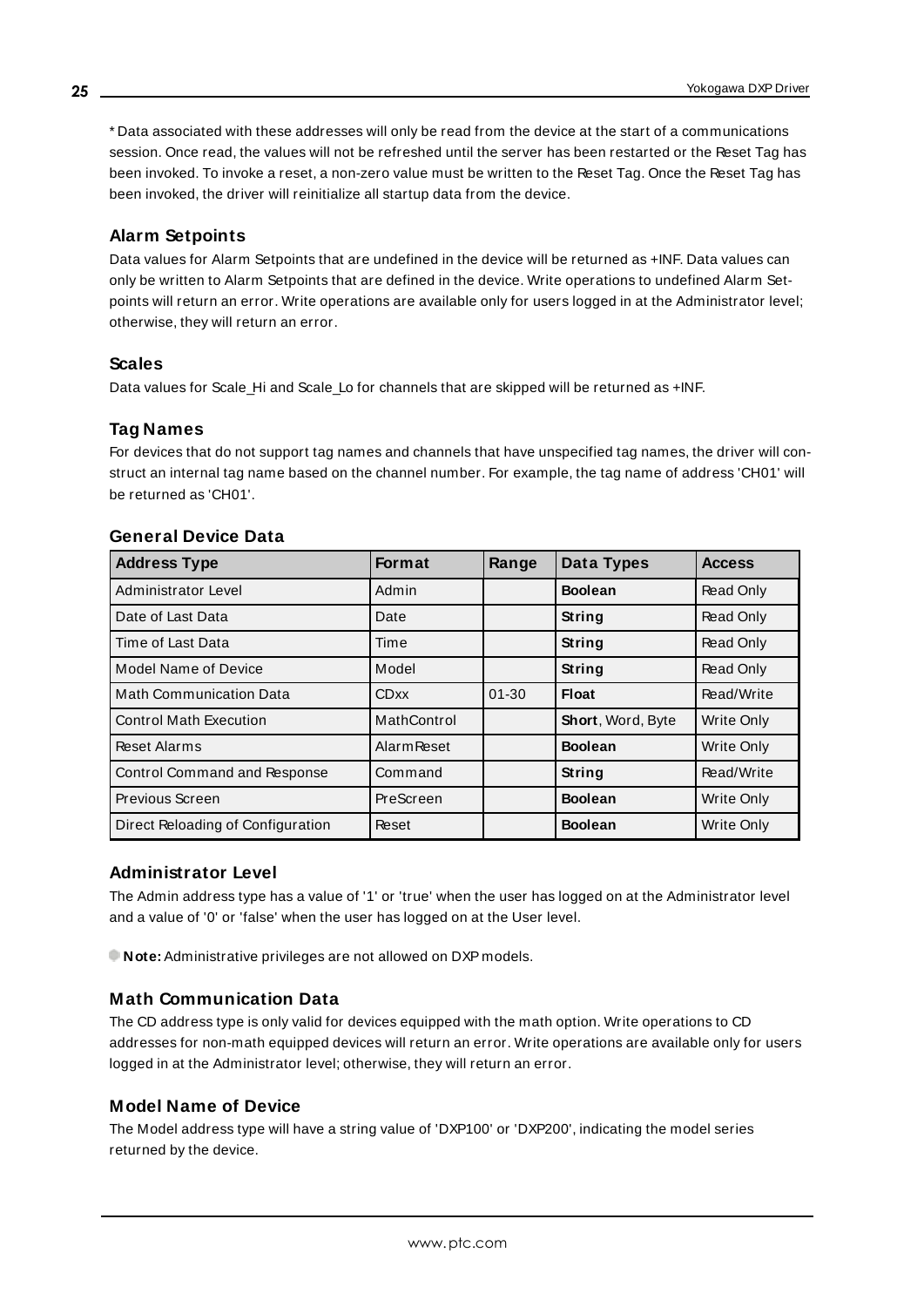* Data associated with these addresses will only be read from the device at the start of a communications session. Once read, the values will not be refreshed until the server has been restarted or the Reset Tag has been invoked. To invoke a reset, a non-zero value must be written to the Reset Tag. Once the Reset Tag has been invoked, the driver will reinitialize all startup data from the device.

### Alarm Setpoints

Data values for Alarm Setpoints that are undefined in the device will be returned as +INF. Data values can only be written to Alarm Setpoints that are defined in the device. Write operations to undefined Alarm Setpoints will return an error. Write operations are available only for users logged in at the Administrator level; otherwise, they will return an error.

### Scales

Data values for Scale_Hi and Scale_Lo for channels that are skipped will be returned as +INF.

### Tag Names

For devices that do not support tag names and channels that have unspecified tag names, the driver will construct an internal tag name based on the channel number. For example, the tag name of address 'CH01' will be returned as 'CH01'.

### General Device Data

| Address Type | Format | Range | Data Types | Access |
|---|---|---|---|---|
| Administrator Level | Admin | | **Boolean** | Read Only |
| Date of Last Data | Date | | **String** | Read Only |
| Time of Last Data | Time | | **String** | Read Only |
| Model Name of Device | Model | | **String** | Read Only |
| Math Communication Data | CDxx | 01-30 | **Float** | Read/Write |
| Control Math Execution | MathControl | | **Short**, Word, Byte | Write Only |
| Reset Alarms | AlarmReset | | **Boolean** | Write Only |
| Control Command and Response | Command | | **String** | Read/Write |
| Previous Screen | PreScreen | | **Boolean** | Write Only |
| Direct Reloading of Configuration | Reset | | **Boolean** | Write Only |

### Administrator Level

The Admin address type has a value of '1' or 'true' when the user has logged on at the Administrator level and a value of '0' or 'false' when the user has logged on at the User level.

**Note:** Administrative privileges are not allowed on DXP models.

### Math Communication Data

The CD address type is only valid for devices equipped with the math option. Write operations to CD addresses for non-math equipped devices will return an error. Write operations are available only for users logged in at the Administrator level; otherwise, they will return an error.

### Model Name of Device

The Model address type will have a string value of 'DXP100' or 'DXP200', indicating the model series returned by the device.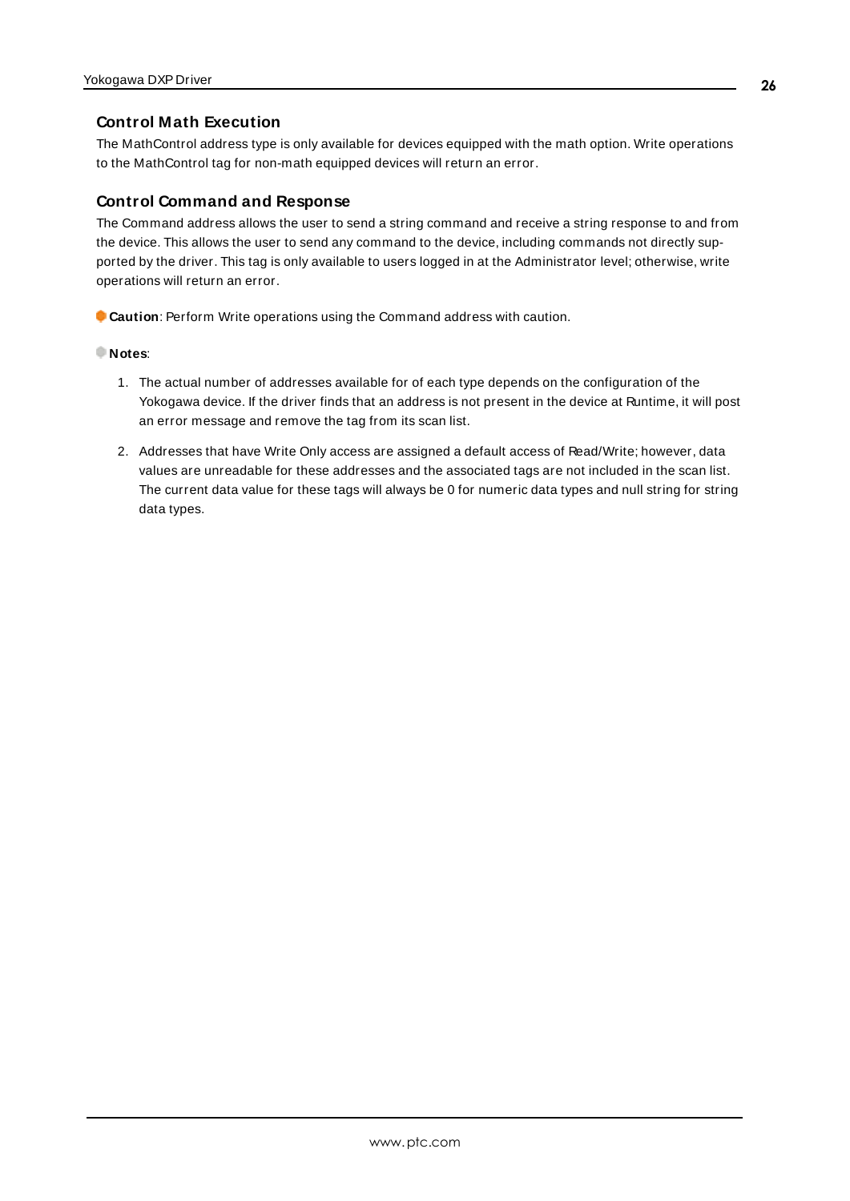## Control Math Execution

The MathControl address type is only available for devices equipped with the math option. Write operations to the MathControl tag for non-math equipped devices will return an error.

## Control Command and Response

The Command address allows the user to send a string command and receive a string response to and from the device. This allows the user to send any command to the device, including commands not directly supported by the driver. This tag is only available to users logged in at the Administrator level; otherwise, write operations will return an error.

**Caution**: Perform Write operations using the Command address with caution.

**Notes**:

1. The actual number of addresses available for of each type depends on the configuration of the Yokogawa device. If the driver finds that an address is not present in the device at Runtime, it will post an error message and remove the tag from its scan list.
2. Addresses that have Write Only access are assigned a default access of Read/Write; however, data values are unreadable for these addresses and the associated tags are not included in the scan list. The current data value for these tags will always be 0 for numeric data types and null string for string data types.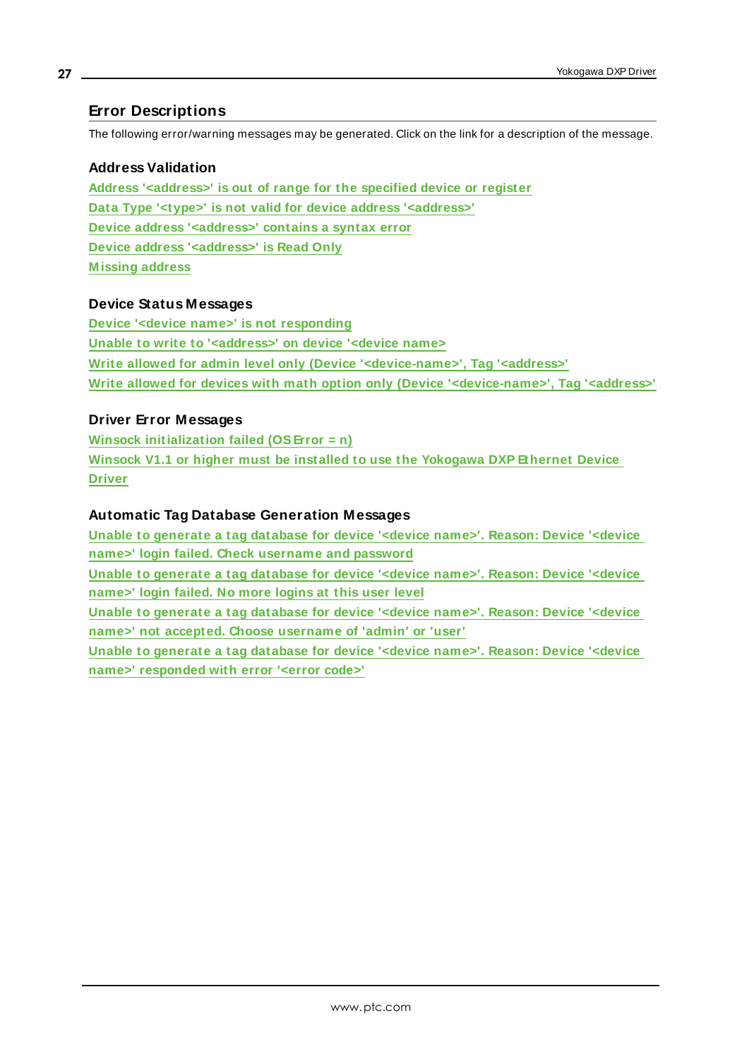# Error Descriptions

The following error/warning messages may be generated. Click on the link for a description of the message.

### Address Validation

Address '<address>' is out of range for the specified device or register
Data Type '<type>' is not valid for device address '<address>'
Device address '<address>' contains a syntax error
Device address '<address>' is Read Only
Missing address

### Device Status Messages

Device '<device name>' is not responding
Unable to write to '<address>' on device '<device name>
Write allowed for admin level only (Device '<device-name>', Tag '<address>'
Write allowed for devices with math option only (Device '<device-name>', Tag '<address>'

### Driver Error Messages

Winsock initialization failed (OS Error = n)
Winsock V1.1 or higher must be installed to use the Yokogawa DXP Ethernet Device Driver

### Automatic Tag Database Generation Messages

Unable to generate a tag database for device '<device name>'. Reason: Device '<device name>' login failed. Check username and password
Unable to generate a tag database for device '<device name>'. Reason: Device '<device name>' login failed. No more logins at this user level
Unable to generate a tag database for device '<device name>'. Reason: Device '<device name>' not accepted. Choose username of 'admin' or 'user'
Unable to generate a tag database for device '<device name>'. Reason: Device '<device name>' responded with error '<error code>'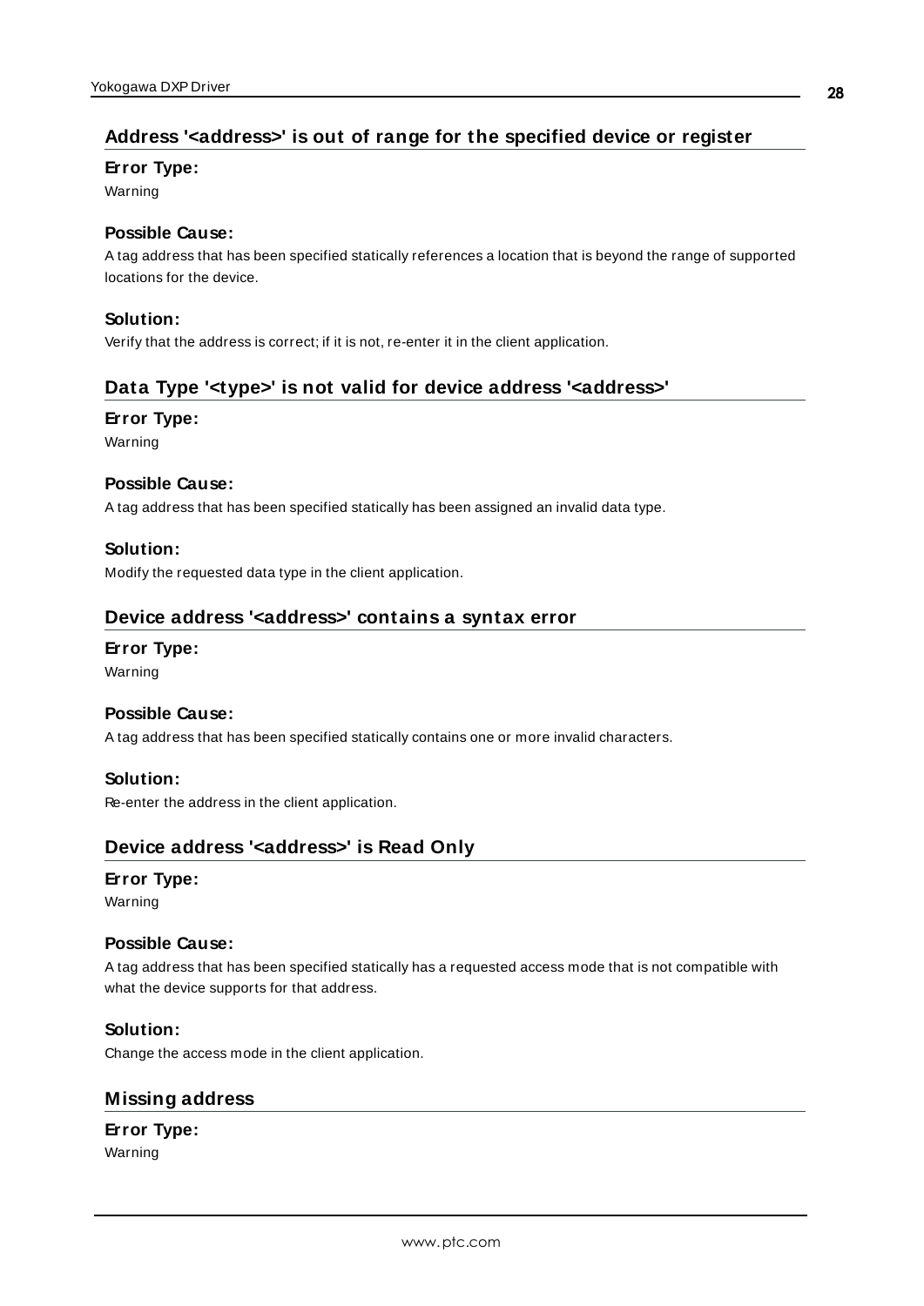## Address '<address>' is out of range for the specified device or register

**Error Type:**

Warning

**Possible Cause:**

A tag address that has been specified statically references a location that is beyond the range of supported locations for the device.

**Solution:**

Verify that the address is correct; if it is not, re-enter it in the client application.

## Data Type '<type>' is not valid for device address '<address>'

**Error Type:**

Warning

**Possible Cause:**

A tag address that has been specified statically has been assigned an invalid data type.

**Solution:**

Modify the requested data type in the client application.

## Device address '<address>' contains a syntax error

**Error Type:**

Warning

**Possible Cause:**

A tag address that has been specified statically contains one or more invalid characters.

**Solution:**

Re-enter the address in the client application.

## Device address '<address>' is Read Only

**Error Type:**

Warning

**Possible Cause:**

A tag address that has been specified statically has a requested access mode that is not compatible with what the device supports for that address.

**Solution:**

Change the access mode in the client application.

## Missing address

**Error Type:**

Warning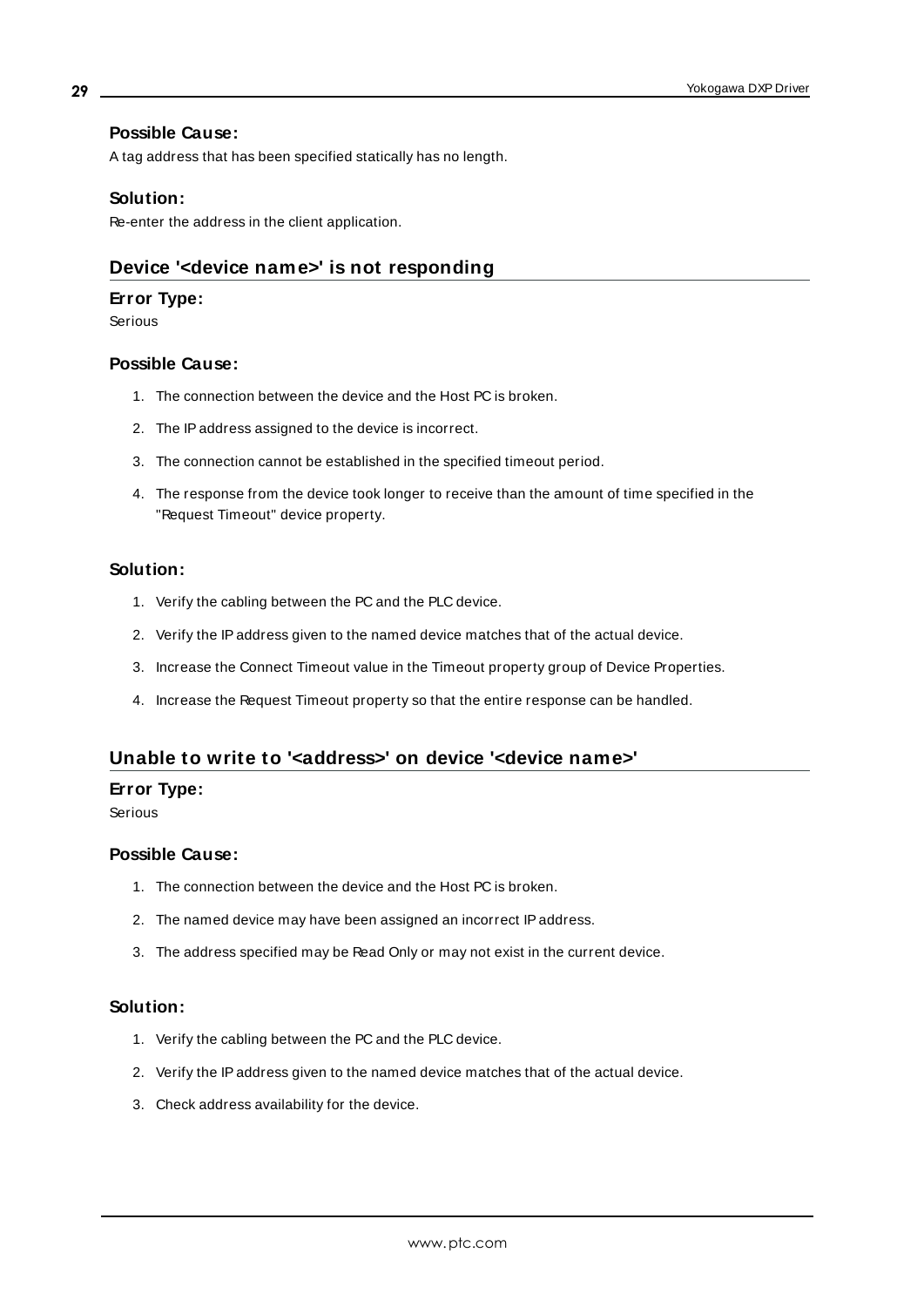#### Possible Cause:

A tag address that has been specified statically has no length.

#### Solution:

Re-enter the address in the client application.

### Device '<device name>' is not responding

#### Error Type:

Serious

#### Possible Cause:

1. The connection between the device and the Host PC is broken.
2. The IP address assigned to the device is incorrect.
3. The connection cannot be established in the specified timeout period.
4. The response from the device took longer to receive than the amount of time specified in the "Request Timeout" device property.

#### Solution:

1. Verify the cabling between the PC and the PLC device.
2. Verify the IP address given to the named device matches that of the actual device.
3. Increase the Connect Timeout value in the Timeout property group of Device Properties.
4. Increase the Request Timeout property so that the entire response can be handled.

### Unable to write to '<address>' on device '<device name>'

#### Error Type:

Serious

#### Possible Cause:

1. The connection between the device and the Host PC is broken.
2. The named device may have been assigned an incorrect IP address.
3. The address specified may be Read Only or may not exist in the current device.

#### Solution:

1. Verify the cabling between the PC and the PLC device.
2. Verify the IP address given to the named device matches that of the actual device.
3. Check address availability for the device.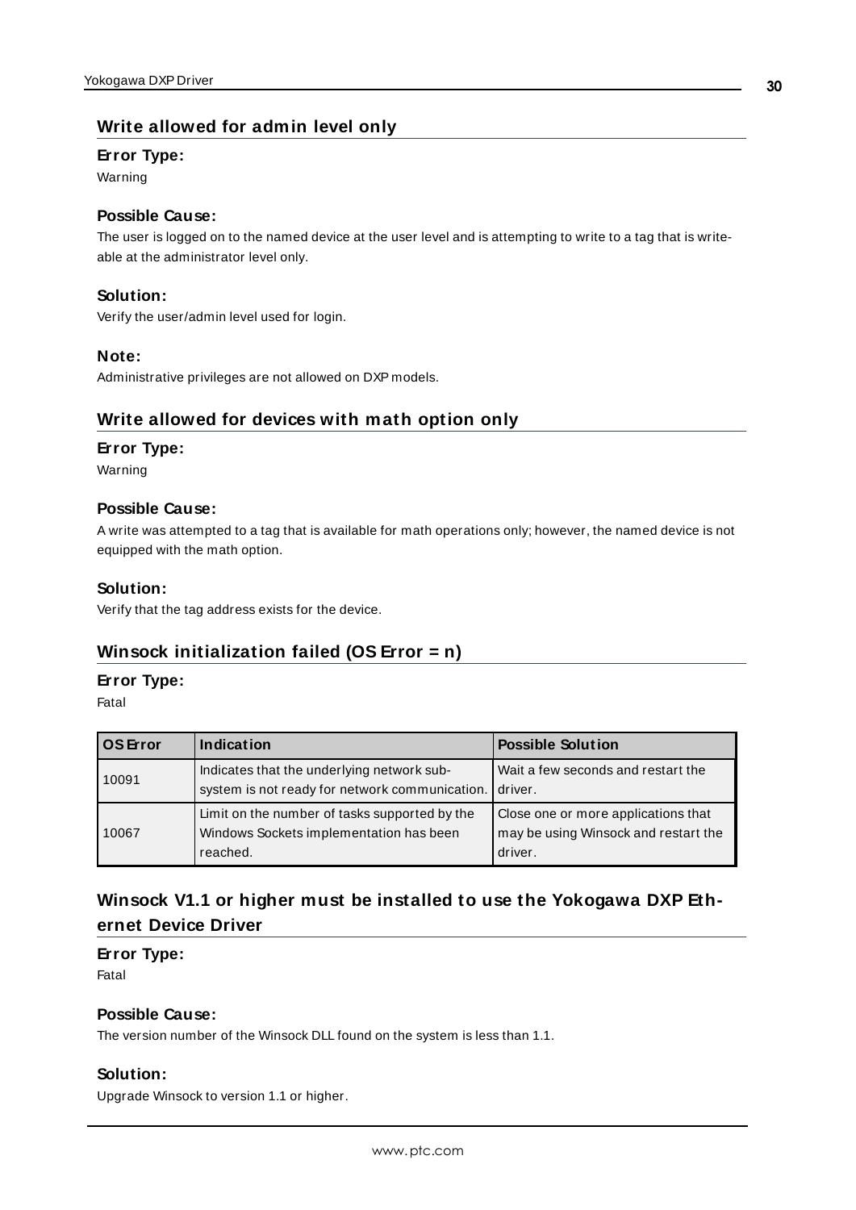## Write allowed for admin level only

### Error Type:
Warning

### Possible Cause:
The user is logged on to the named device at the user level and is attempting to write to a tag that is write-able at the administrator level only.

### Solution:
Verify the user/admin level used for login.

### Note:
Administrative privileges are not allowed on DXP models.

## Write allowed for devices with math option only

### Error Type:
Warning

### Possible Cause:
A write was attempted to a tag that is available for math operations only; however, the named device is not equipped with the math option.

### Solution:
Verify that the tag address exists for the device.

## Winsock initialization failed (OS Error = n)

### Error Type:
Fatal

| OS Error | Indication | Possible Solution |
|---|---|---|
| 10091 | Indicates that the underlying network sub-system is not ready for network communication. | Wait a few seconds and restart the driver. |
| 10067 | Limit on the number of tasks supported by the Windows Sockets implementation has been reached. | Close one or more applications that may be using Winsock and restart the driver. |

## Winsock V1.1 or higher must be installed to use the Yokogawa DXP Ethernet Device Driver

### Error Type:
Fatal

### Possible Cause:
The version number of the Winsock DLL found on the system is less than 1.1.

### Solution:
Upgrade Winsock to version 1.1 or higher.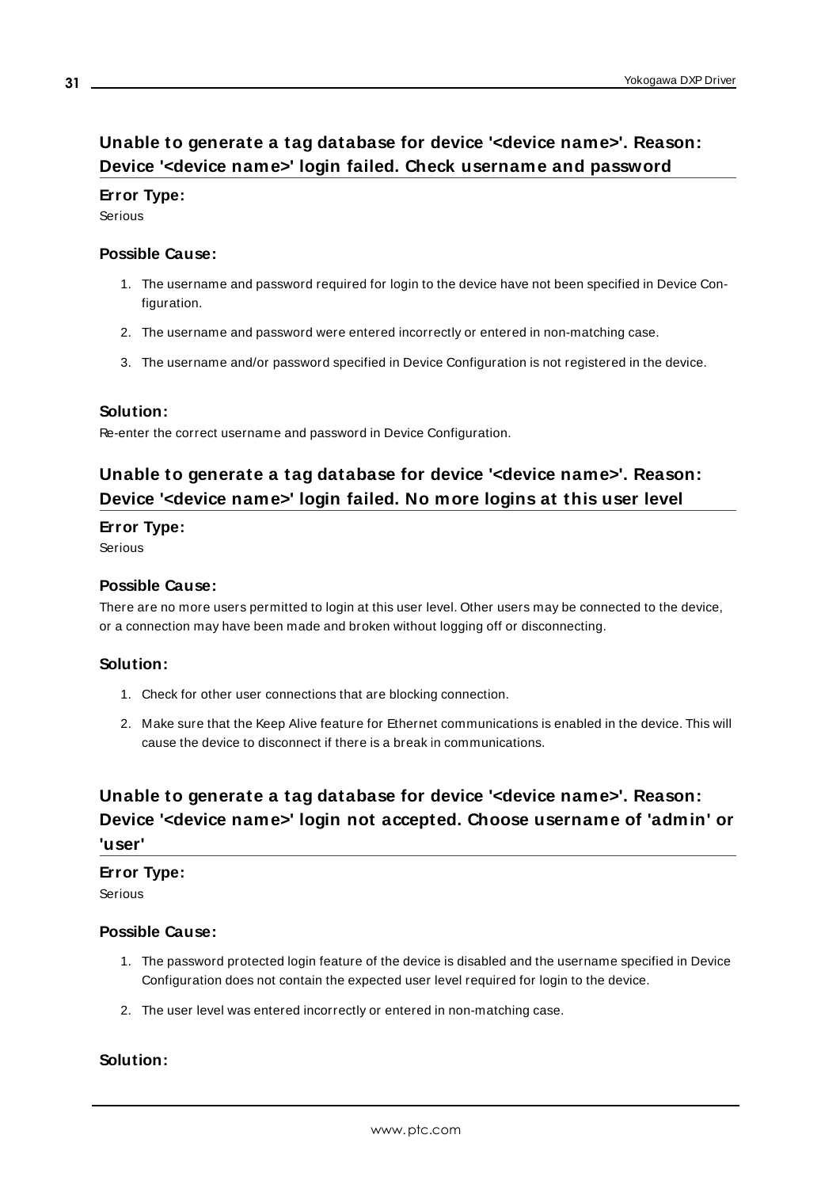## Unable to generate a tag database for device '<device name>'. Reason: Device '<device name>' login failed. Check username and password

**Error Type:**

Serious

**Possible Cause:**

1. The username and password required for login to the device have not been specified in Device Configuration.
2. The username and password were entered incorrectly or entered in non-matching case.
3. The username and/or password specified in Device Configuration is not registered in the device.

**Solution:**

Re-enter the correct username and password in Device Configuration.

## Unable to generate a tag database for device '<device name>'. Reason: Device '<device name>' login failed. No more logins at this user level

**Error Type:**

Serious

**Possible Cause:**

There are no more users permitted to login at this user level. Other users may be connected to the device, or a connection may have been made and broken without logging off or disconnecting.

**Solution:**

1. Check for other user connections that are blocking connection.
2. Make sure that the Keep Alive feature for Ethernet communications is enabled in the device. This will cause the device to disconnect if there is a break in communications.

## Unable to generate a tag database for device '<device name>'. Reason: Device '<device name>' login not accepted. Choose username of 'admin' or 'user'

**Error Type:**

Serious

**Possible Cause:**

1. The password protected login feature of the device is disabled and the username specified in Device Configuration does not contain the expected user level required for login to the device.
2. The user level was entered incorrectly or entered in non-matching case.

**Solution:**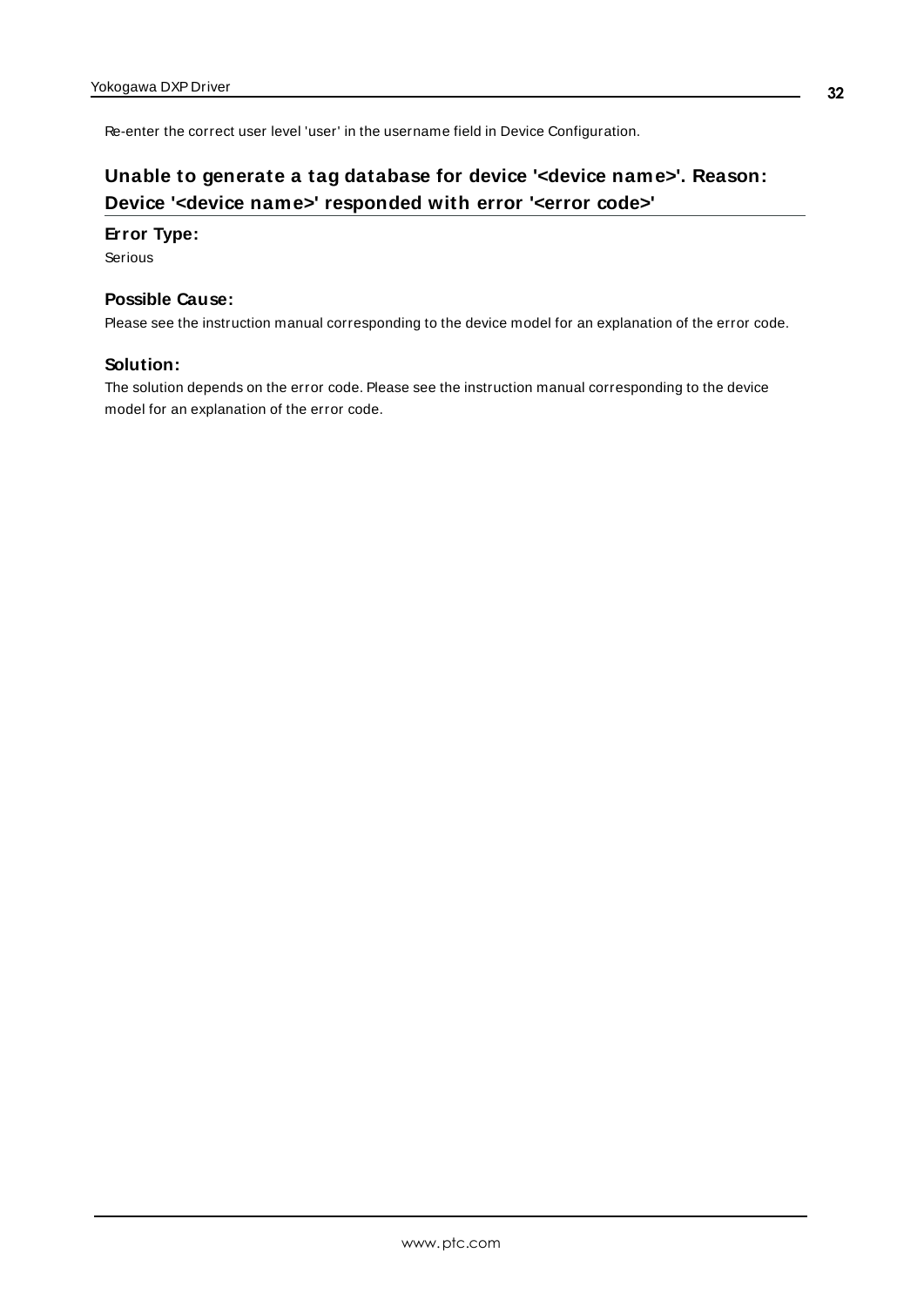Re-enter the correct user level 'user' in the username field in Device Configuration.

## Unable to generate a tag database for device '<device name>'. Reason: Device '<device name>' responded with error '<error code>'

**Error Type:**

Serious

**Possible Cause:**

Please see the instruction manual corresponding to the device model for an explanation of the error code.

**Solution:**

The solution depends on the error code. Please see the instruction manual corresponding to the device model for an explanation of the error code.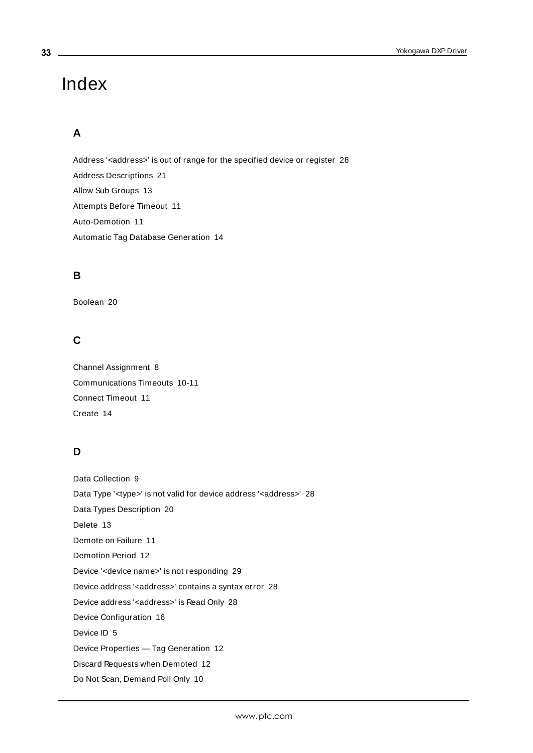# Index

## A

Address '<address>' is out of range for the specified device or register 28

Address Descriptions 21

Allow Sub Groups 13

Attempts Before Timeout 11

Auto-Demotion 11

Automatic Tag Database Generation 14

## B

Boolean 20

## C

Channel Assignment 8

Communications Timeouts 10-11

Connect Timeout 11

Create 14

## D

Data Collection 9

Data Type '<type>' is not valid for device address '<address>' 28

Data Types Description 20

Delete 13

Demote on Failure 11

Demotion Period 12

Device '<device name>' is not responding 29

Device address '<address>' contains a syntax error 28

Device address '<address>' is Read Only 28

Device Configuration 16

Device ID 5

Device Properties — Tag Generation 12

Discard Requests when Demoted 12

Do Not Scan, Demand Poll Only 10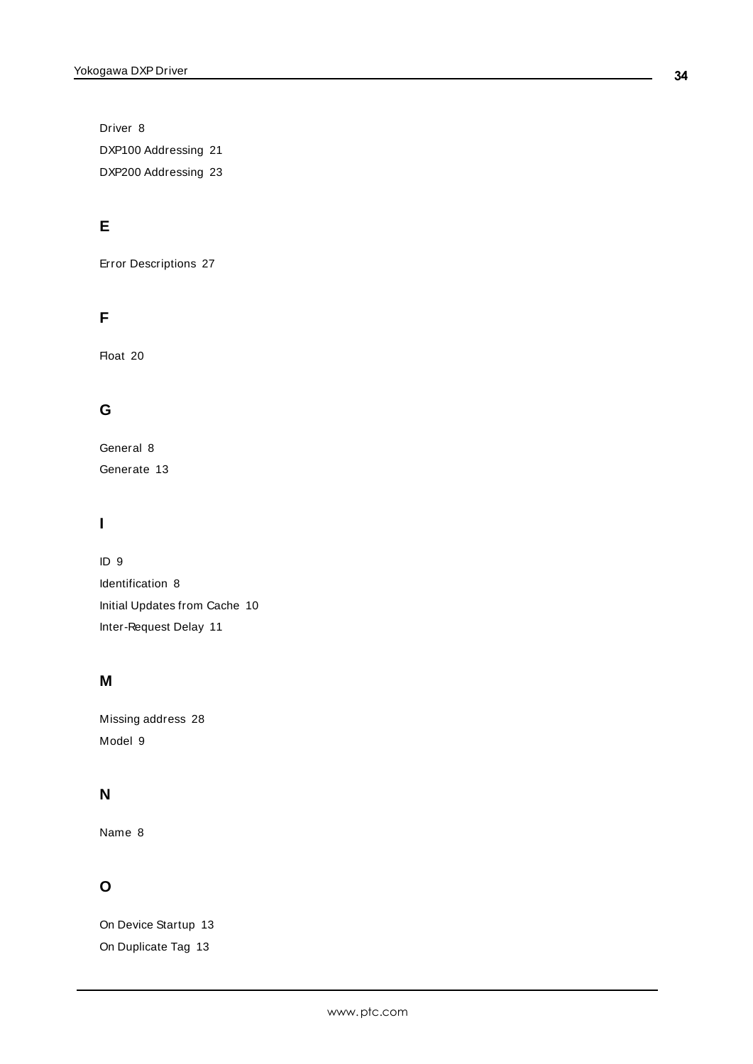Driver 8

DXP100 Addressing 21

DXP200 Addressing 23

## E

Error Descriptions 27

## F

Float 20

## G

General 8

Generate 13

## I

ID 9

Identification 8

Initial Updates from Cache 10

Inter-Request Delay 11

## M

Missing address 28

Model 9

## N

Name 8

## O

On Device Startup 13

On Duplicate Tag 13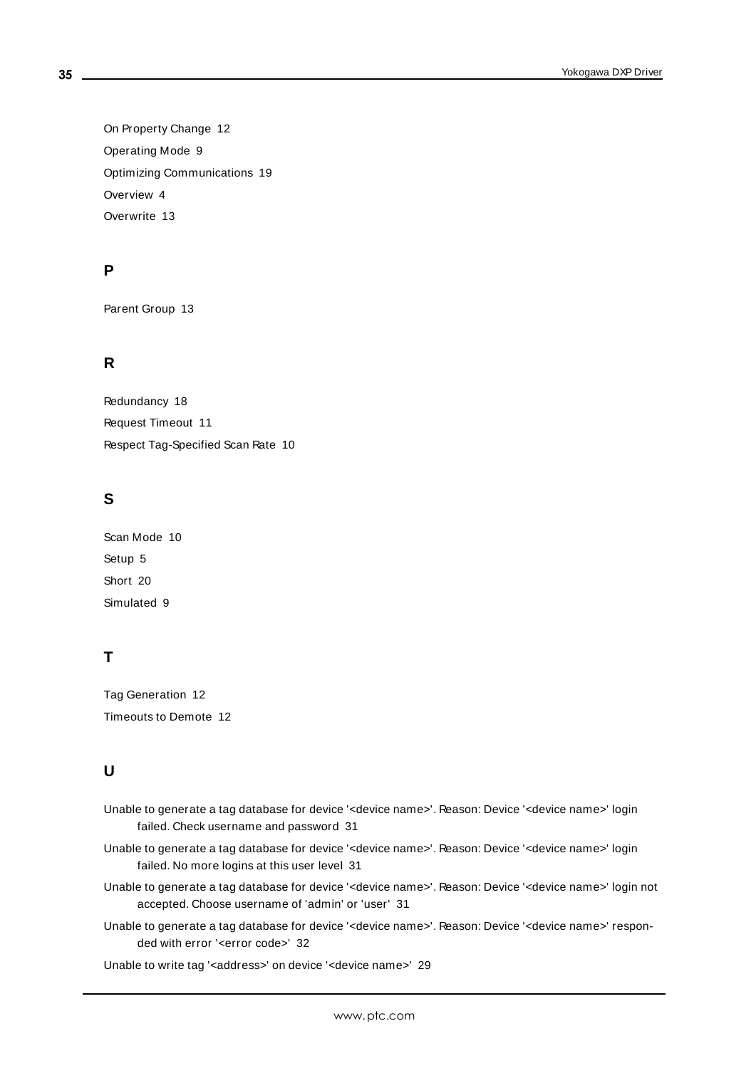On Property Change 12

Operating Mode 9

Optimizing Communications 19

Overview 4

Overwrite 13

## P

Parent Group 13

## R

Redundancy 18

Request Timeout 11

Respect Tag-Specified Scan Rate 10

## S

Scan Mode 10

Setup 5

Short 20

Simulated 9

## T

Tag Generation 12

Timeouts to Demote 12

## U

Unable to generate a tag database for device '<device name>'. Reason: Device '<device name>' login failed. Check username and password 31

Unable to generate a tag database for device '<device name>'. Reason: Device '<device name>' login failed. No more logins at this user level 31

Unable to generate a tag database for device '<device name>'. Reason: Device '<device name>' login not accepted. Choose username of 'admin' or 'user' 31

Unable to generate a tag database for device '<device name>'. Reason: Device '<device name>' responded with error '<error code>' 32

Unable to write tag '<address>' on device '<device name>' 29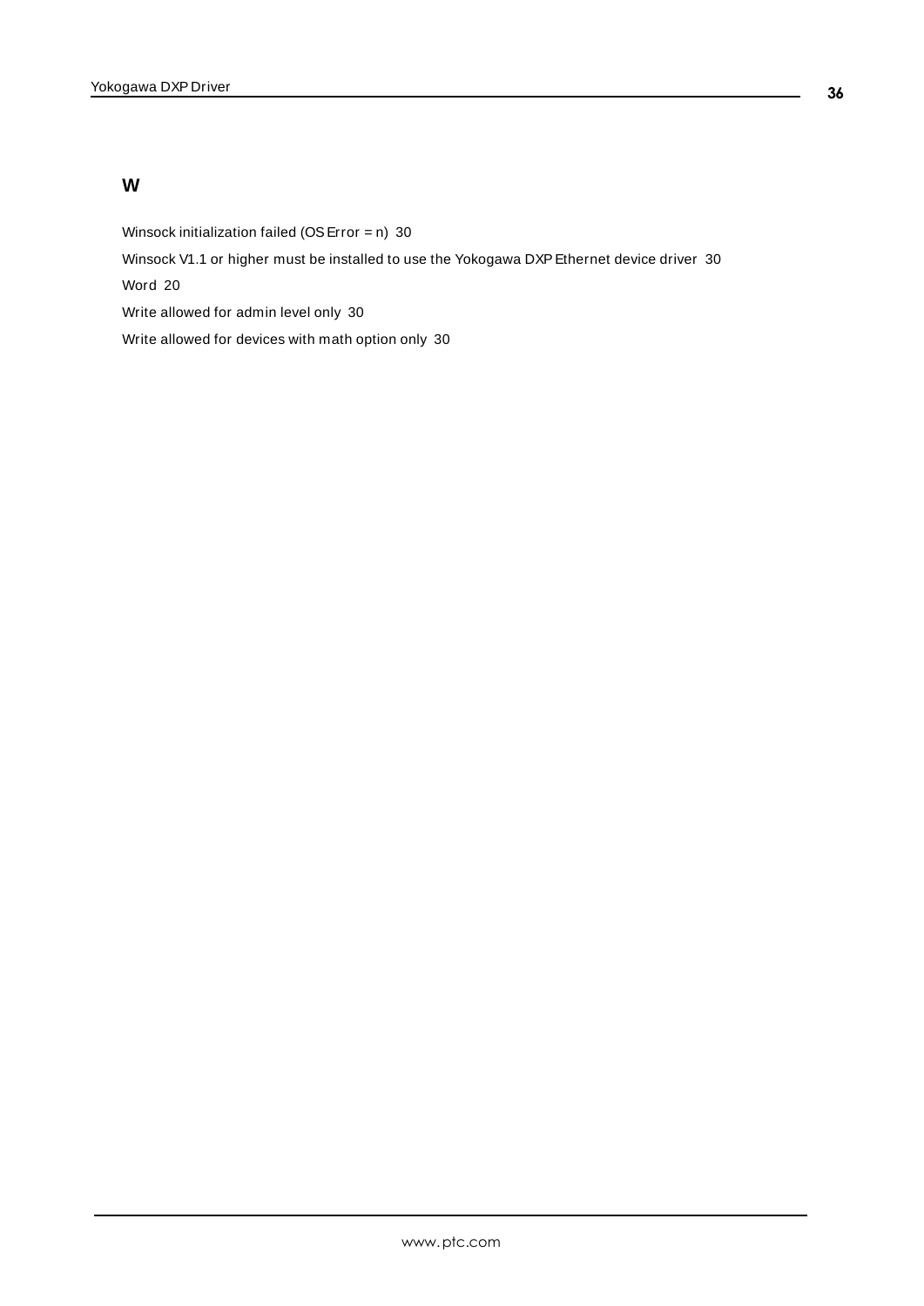## W

Winsock initialization failed (OS Error = n) 30

Winsock V1.1 or higher must be installed to use the Yokogawa DXP Ethernet device driver 30

Word 20

Write allowed for admin level only 30

Write allowed for devices with math option only 30